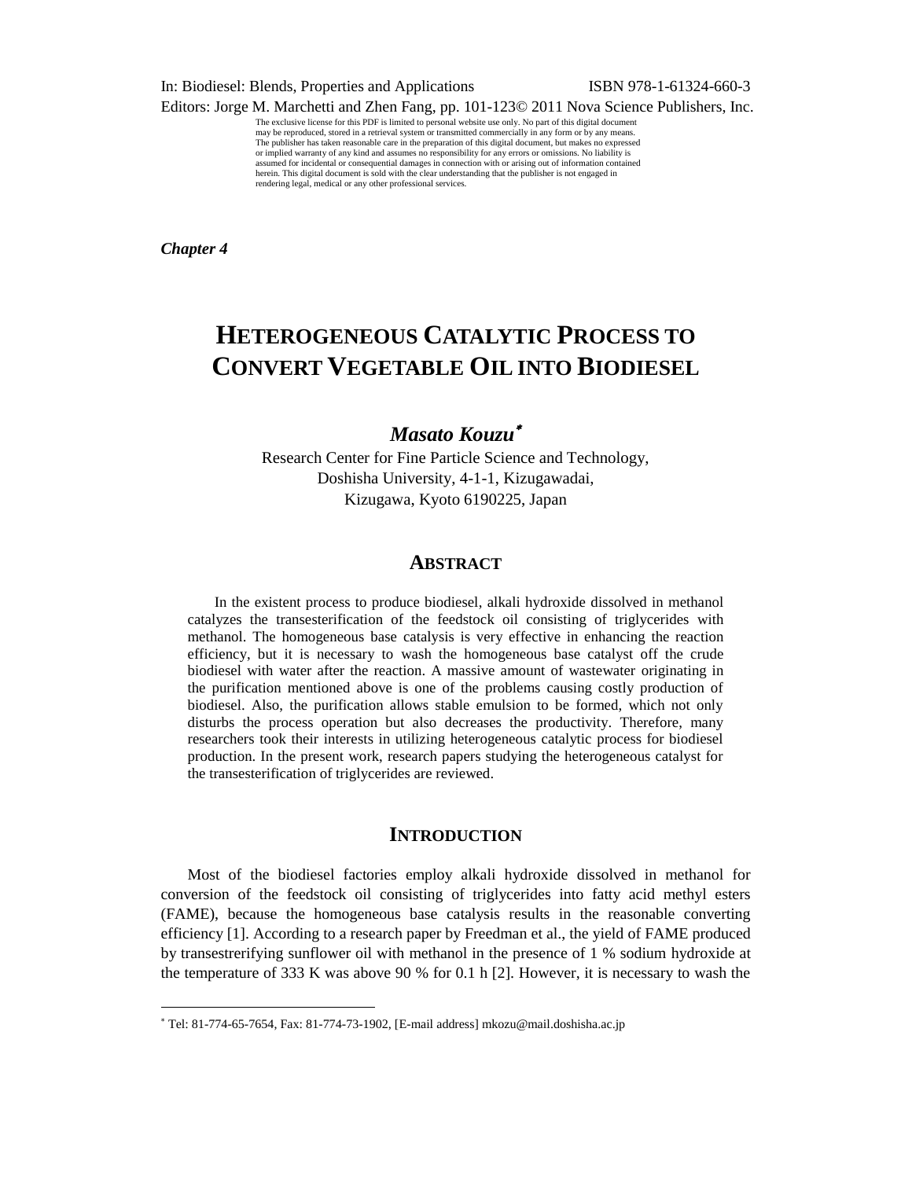In: Biodiesel: Blends, Properties and Applications ISBN 978-1-61324-660-3
Editors: Jorge M. Marchetti and Zhen Fang, pp. 101-123© 2011 Nova Science Publishers, Inc.

The exclusive license for this PDF is limited to personal website use only. No part of this digital document may be reproduced, stored in a retrieval system or transmitted commercially in any form or by any means. The publisher has taken reasonable care in the preparation of this digital document, but makes no expressed or implied warranty of any kind and assumes no responsibility for any errors or omissions. No liability is assumed for incidental or consequential damages in connection with or arising out of information contained herein. This digital document is sold with the clear understanding that the publisher is not engaged in rendering legal, medical or any other professional services.

***Chapter 4***

# HETEROGENEOUS CATALYTIC PROCESS TO CONVERT VEGETABLE OIL INTO BIODIESEL

***Masato Kouzu****

Research Center for Fine Particle Science and Technology,
Doshisha University, 4-1-1, Kizugawadai,
Kizugawa, Kyoto 6190225, Japan

## ABSTRACT

In the existent process to produce biodiesel, alkali hydroxide dissolved in methanol catalyzes the transesterification of the feedstock oil consisting of triglycerides with methanol. The homogeneous base catalysis is very effective in enhancing the reaction efficiency, but it is necessary to wash the homogeneous base catalyst off the crude biodiesel with water after the reaction. A massive amount of wastewater originating in the purification mentioned above is one of the problems causing costly production of biodiesel. Also, the purification allows stable emulsion to be formed, which not only disturbs the process operation but also decreases the productivity. Therefore, many researchers took their interests in utilizing heterogeneous catalytic process for biodiesel production. In the present work, research papers studying the heterogeneous catalyst for the transesterification of triglycerides are reviewed.

## INTRODUCTION

Most of the biodiesel factories employ alkali hydroxide dissolved in methanol for conversion of the feedstock oil consisting of triglycerides into fatty acid methyl esters (FAME), because the homogeneous base catalysis results in the reasonable converting efficiency [1]. According to a research paper by Freedman et al., the yield of FAME produced by transestrerifying sunflower oil with methanol in the presence of 1 % sodium hydroxide at the temperature of 333 K was above 90 % for 0.1 h [2]. However, it is necessary to wash the

---

* Tel: 81-774-65-7654, Fax: 81-774-73-1902, [E-mail address] mkozu@mail.doshisha.ac.jp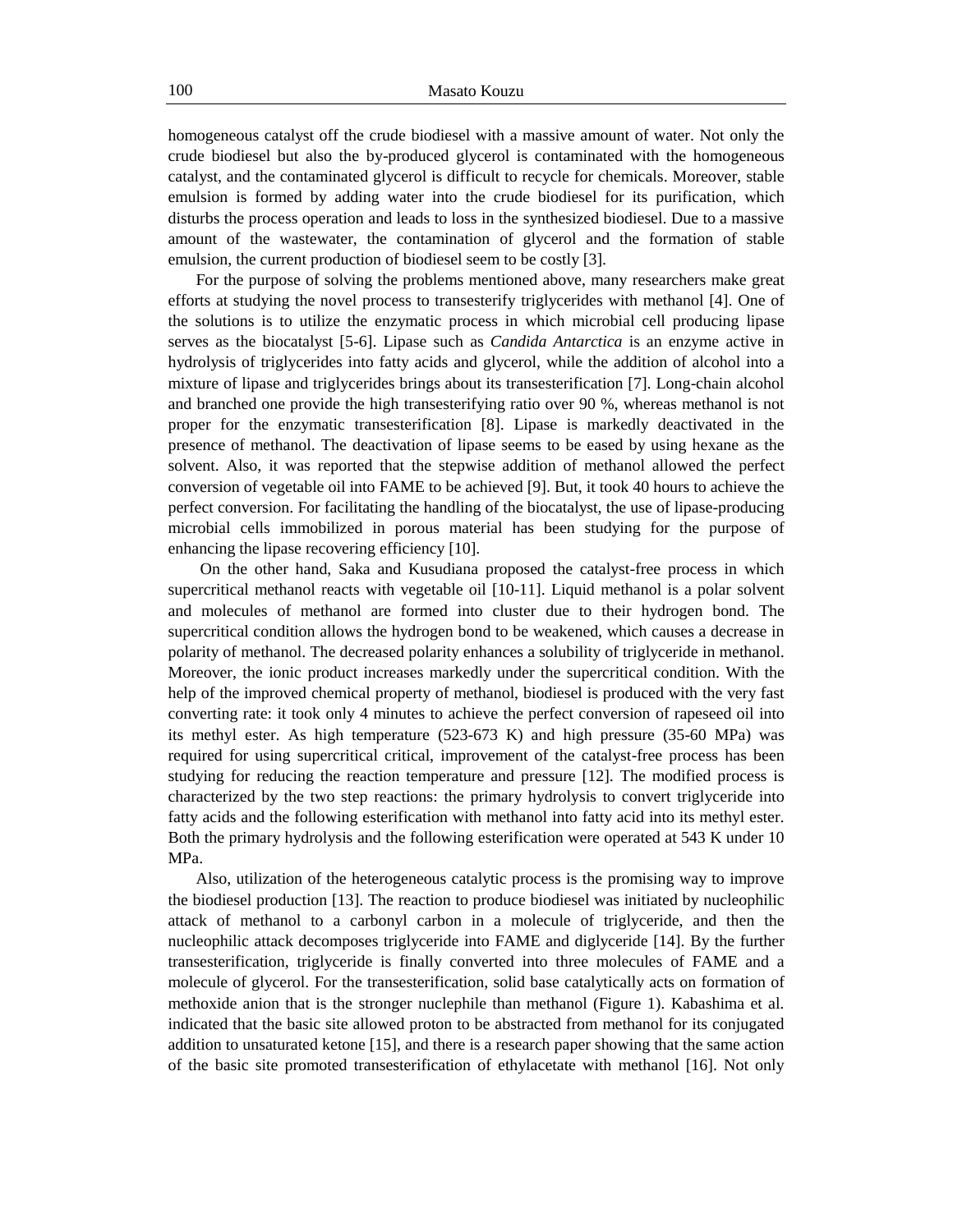homogeneous catalyst off the crude biodiesel with a massive amount of water. Not only the crude biodiesel but also the by-produced glycerol is contaminated with the homogeneous catalyst, and the contaminated glycerol is difficult to recycle for chemicals. Moreover, stable emulsion is formed by adding water into the crude biodiesel for its purification, which disturbs the process operation and leads to loss in the synthesized biodiesel. Due to a massive amount of the wastewater, the contamination of glycerol and the formation of stable emulsion, the current production of biodiesel seem to be costly [3].

For the purpose of solving the problems mentioned above, many researchers make great efforts at studying the novel process to transesterify triglycerides with methanol [4]. One of the solutions is to utilize the enzymatic process in which microbial cell producing lipase serves as the biocatalyst [5-6]. Lipase such as *Candida Antarctica* is an enzyme active in hydrolysis of triglycerides into fatty acids and glycerol, while the addition of alcohol into a mixture of lipase and triglycerides brings about its transesterification [7]. Long-chain alcohol and branched one provide the high transesterifying ratio over 90 %, whereas methanol is not proper for the enzymatic transesterification [8]. Lipase is markedly deactivated in the presence of methanol. The deactivation of lipase seems to be eased by using hexane as the solvent. Also, it was reported that the stepwise addition of methanol allowed the perfect conversion of vegetable oil into FAME to be achieved [9]. But, it took 40 hours to achieve the perfect conversion. For facilitating the handling of the biocatalyst, the use of lipase-producing microbial cells immobilized in porous material has been studying for the purpose of enhancing the lipase recovering efficiency [10].

On the other hand, Saka and Kusudiana proposed the catalyst-free process in which supercritical methanol reacts with vegetable oil [10-11]. Liquid methanol is a polar solvent and molecules of methanol are formed into cluster due to their hydrogen bond. The supercritical condition allows the hydrogen bond to be weakened, which causes a decrease in polarity of methanol. The decreased polarity enhances a solubility of triglyceride in methanol. Moreover, the ionic product increases markedly under the supercritical condition. With the help of the improved chemical property of methanol, biodiesel is produced with the very fast converting rate: it took only 4 minutes to achieve the perfect conversion of rapeseed oil into its methyl ester. As high temperature (523-673 K) and high pressure (35-60 MPa) was required for using supercritical critical, improvement of the catalyst-free process has been studying for reducing the reaction temperature and pressure [12]. The modified process is characterized by the two step reactions: the primary hydrolysis to convert triglyceride into fatty acids and the following esterification with methanol into fatty acid into its methyl ester. Both the primary hydrolysis and the following esterification were operated at 543 K under 10 MPa.

Also, utilization of the heterogeneous catalytic process is the promising way to improve the biodiesel production [13]. The reaction to produce biodiesel was initiated by nucleophilic attack of methanol to a carbonyl carbon in a molecule of triglyceride, and then the nucleophilic attack decomposes triglyceride into FAME and diglyceride [14]. By the further transesterification, triglyceride is finally converted into three molecules of FAME and a molecule of glycerol. For the transesterification, solid base catalytically acts on formation of methoxide anion that is the stronger nuclephile than methanol (Figure 1). Kabashima et al. indicated that the basic site allowed proton to be abstracted from methanol for its conjugated addition to unsaturated ketone [15], and there is a research paper showing that the same action of the basic site promoted transesterification of ethylacetate with methanol [16]. Not only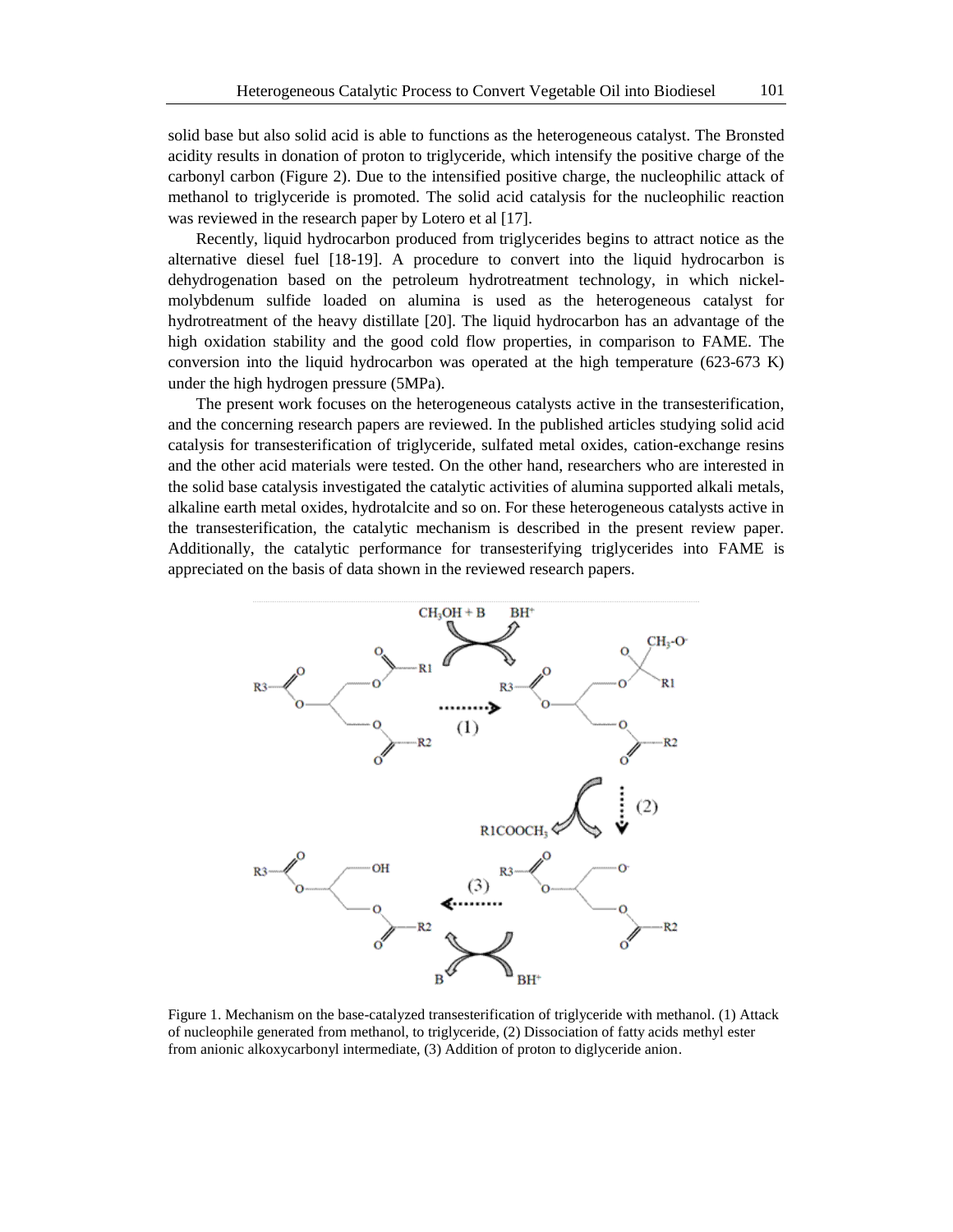solid base but also solid acid is able to functions as the heterogeneous catalyst. The Bronsted acidity results in donation of proton to triglyceride, which intensify the positive charge of the carbonyl carbon (Figure 2). Due to the intensified positive charge, the nucleophilic attack of methanol to triglyceride is promoted. The solid acid catalysis for the nucleophilic reaction was reviewed in the research paper by Lotero et al [17].

Recently, liquid hydrocarbon produced from triglycerides begins to attract notice as the alternative diesel fuel [18-19]. A procedure to convert into the liquid hydrocarbon is dehydrogenation based on the petroleum hydrotreatment technology, in which nickel-molybdenum sulfide loaded on alumina is used as the heterogeneous catalyst for hydrotreatment of the heavy distillate [20]. The liquid hydrocarbon has an advantage of the high oxidation stability and the good cold flow properties, in comparison to FAME. The conversion into the liquid hydrocarbon was operated at the high temperature (623-673 K) under the high hydrogen pressure (5MPa).

The present work focuses on the heterogeneous catalysts active in the transesterification, and the concerning research papers are reviewed. In the published articles studying solid acid catalysis for transesterification of triglyceride, sulfated metal oxides, cation-exchange resins and the other acid materials were tested. On the other hand, researchers who are interested in the solid base catalysis investigated the catalytic activities of alumina supported alkali metals, alkaline earth metal oxides, hydrotalcite and so on. For these heterogeneous catalysts active in the transesterification, the catalytic mechanism is described in the present review paper. Additionally, the catalytic performance for transesterifying triglycerides into FAME is appreciated on the basis of data shown in the reviewed research papers.

Figure 1. Mechanism on the base-catalyzed transesterification of triglyceride with methanol. (1) Attack of nucleophile generated from methanol, to triglyceride, (2) Dissociation of fatty acids methyl ester from anionic alkoxycarbonyl intermediate, (3) Addition of proton to diglyceride anion.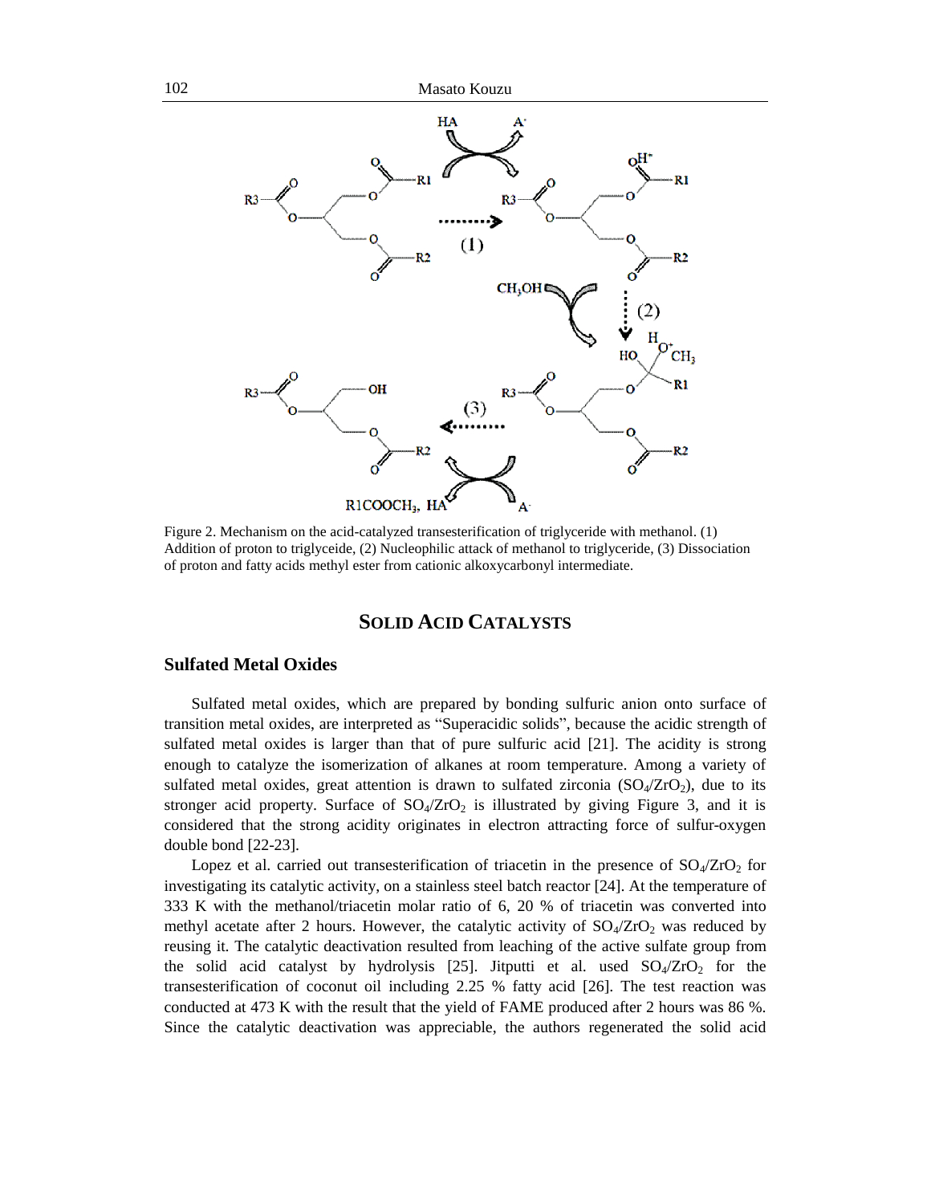Figure 2. Mechanism on the acid-catalyzed transesterification of triglyceride with methanol. (1) Addition of proton to triglyceide, (2) Nucleophilic attack of methanol to triglyceride, (3) Dissociation of proton and fatty acids methyl ester from cationic alkoxycarbonyl intermediate.

## SOLID ACID CATALYSTS

### Sulfated Metal Oxides

Sulfated metal oxides, which are prepared by bonding sulfuric anion onto surface of transition metal oxides, are interpreted as "Superacidic solids", because the acidic strength of sulfated metal oxides is larger than that of pure sulfuric acid [21]. The acidity is strong enough to catalyze the isomerization of alkanes at room temperature. Among a variety of sulfated metal oxides, great attention is drawn to sulfated zirconia ($SO_4/ZrO_2$), due to its stronger acid property. Surface of $SO_4/ZrO_2$ is illustrated by giving Figure 3, and it is considered that the strong acidity originates in electron attracting force of sulfur-oxygen double bond [22-23].

Lopez et al. carried out transesterification of triacetin in the presence of $SO_4/ZrO_2$ for investigating its catalytic activity, on a stainless steel batch reactor [24]. At the temperature of 333 K with the methanol/triacetin molar ratio of 6, 20 % of triacetin was converted into methyl acetate after 2 hours. However, the catalytic activity of $SO_4/ZrO_2$ was reduced by reusing it. The catalytic deactivation resulted from leaching of the active sulfate group from the solid acid catalyst by hydrolysis [25]. Jitputti et al. used $SO_4/ZrO_2$ for the transesterification of coconut oil including 2.25 % fatty acid [26]. The test reaction was conducted at 473 K with the result that the yield of FAME produced after 2 hours was 86 %. Since the catalytic deactivation was appreciable, the authors regenerated the solid acid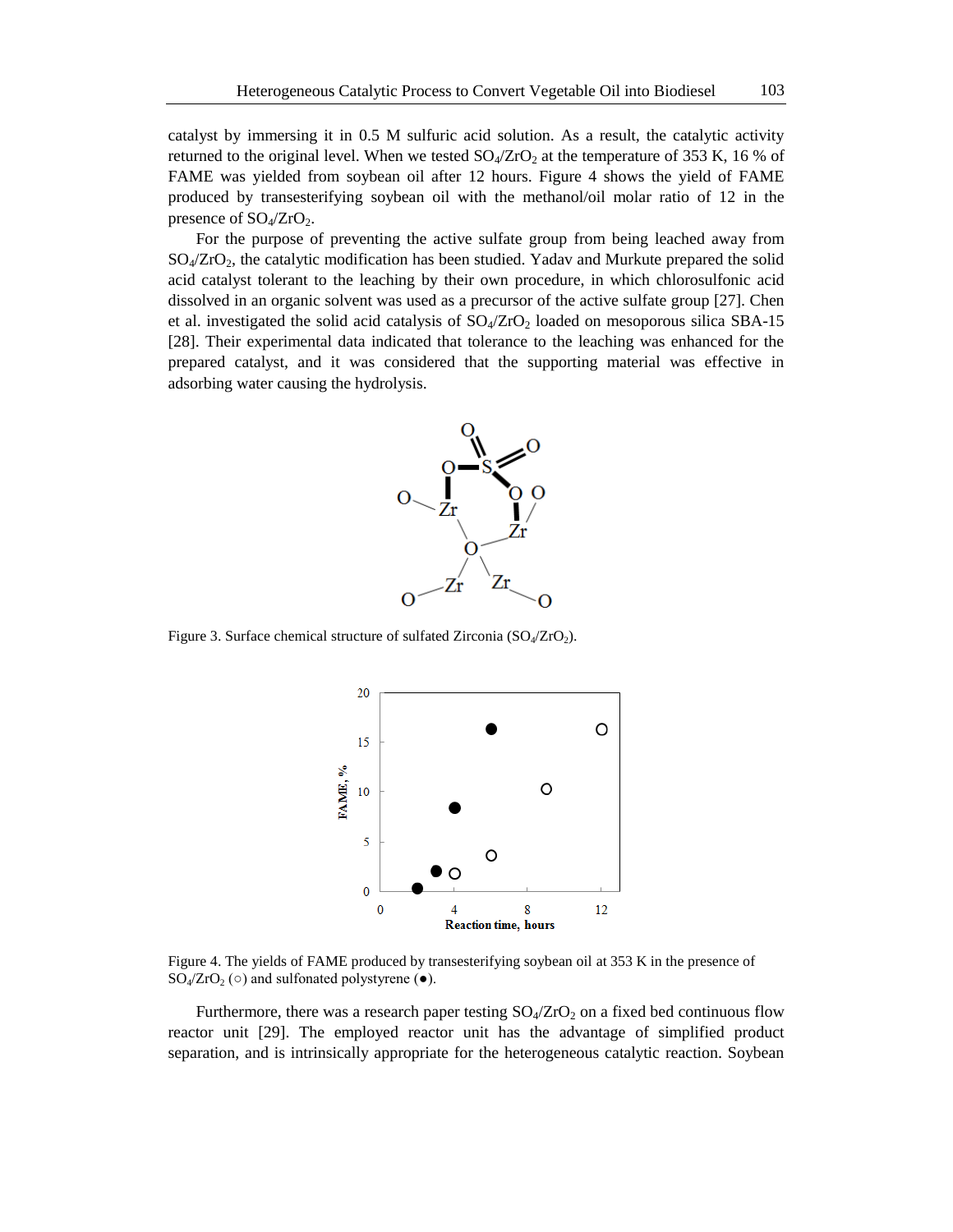catalyst by immersing it in 0.5 M sulfuric acid solution. As a result, the catalytic activity returned to the original level. When we tested $SO_4/ZrO_2$ at the temperature of 353 K, 16 % of FAME was yielded from soybean oil after 12 hours. Figure 4 shows the yield of FAME produced by transesterifying soybean oil with the methanol/oil molar ratio of 12 in the presence of $SO_4/ZrO_2$.

For the purpose of preventing the active sulfate group from being leached away from $SO_4/ZrO_2$, the catalytic modification has been studied. Yadav and Murkute prepared the solid acid catalyst tolerant to the leaching by their own procedure, in which chlorosulfonic acid dissolved in an organic solvent was used as a precursor of the active sulfate group [27]. Chen et al. investigated the solid acid catalysis of $SO_4/ZrO_2$ loaded on mesoporous silica SBA-15 [28]. Their experimental data indicated that tolerance to the leaching was enhanced for the prepared catalyst, and it was considered that the supporting material was effective in adsorbing water causing the hydrolysis.

Figure 3. Surface chemical structure of sulfated Zirconia ($SO_4/ZrO_2$).

Figure 4. The yields of FAME produced by transesterifying soybean oil at 353 K in the presence of $SO_4/ZrO_2$ (○) and sulfonated polystyrene (●).

Furthermore, there was a research paper testing $SO_4/ZrO_2$ on a fixed bed continuous flow reactor unit [29]. The employed reactor unit has the advantage of simplified product separation, and is intrinsically appropriate for the heterogeneous catalytic reaction. Soybean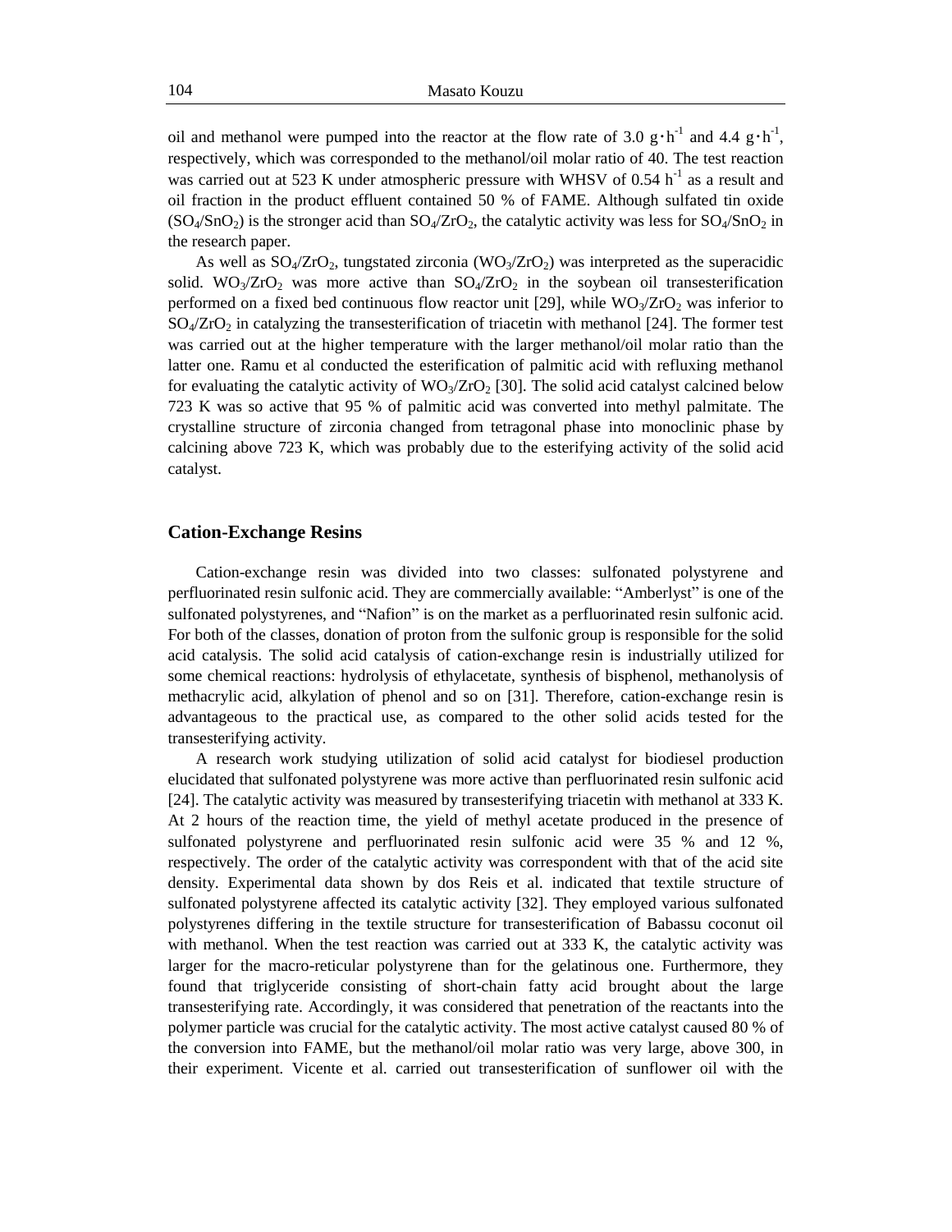oil and methanol were pumped into the reactor at the flow rate of 3.0 $g\cdot h^{-1}$ and 4.4 $g\cdot h^{-1}$, respectively, which was corresponded to the methanol/oil molar ratio of 40. The test reaction was carried out at 523 K under atmospheric pressure with WHSV of 0.54 $h^{-1}$ as a result and oil fraction in the product effluent contained 50 % of FAME. Although sulfated tin oxide ($SO_4/SnO_2$) is the stronger acid than $SO_4/ZrO_2$, the catalytic activity was less for $SO_4/SnO_2$ in the research paper.

As well as $SO_4/ZrO_2$, tungstated zirconia ($WO_3/ZrO_2$) was interpreted as the superacidic solid. $WO_3/ZrO_2$ was more active than $SO_4/ZrO_2$ in the soybean oil transesterification performed on a fixed bed continuous flow reactor unit [29], while $WO_3/ZrO_2$ was inferior to $SO_4/ZrO_2$ in catalyzing the transesterification of triacetin with methanol [24]. The former test was carried out at the higher temperature with the larger methanol/oil molar ratio than the latter one. Ramu et al conducted the esterification of palmitic acid with refluxing methanol for evaluating the catalytic activity of $WO_3/ZrO_2$ [30]. The solid acid catalyst calcined below 723 K was so active that 95 % of palmitic acid was converted into methyl palmitate. The crystalline structure of zirconia changed from tetragonal phase into monoclinic phase by calcining above 723 K, which was probably due to the esterifying activity of the solid acid catalyst.

## Cation-Exchange Resins

Cation-exchange resin was divided into two classes: sulfonated polystyrene and perfluorinated resin sulfonic acid. They are commercially available: "Amberlyst" is one of the sulfonated polystyrenes, and "Nafion" is on the market as a perfluorinated resin sulfonic acid. For both of the classes, donation of proton from the sulfonic group is responsible for the solid acid catalysis. The solid acid catalysis of cation-exchange resin is industrially utilized for some chemical reactions: hydrolysis of ethylacetate, synthesis of bisphenol, methanolysis of methacrylic acid, alkylation of phenol and so on [31]. Therefore, cation-exchange resin is advantageous to the practical use, as compared to the other solid acids tested for the transesterifying activity.

A research work studying utilization of solid acid catalyst for biodiesel production elucidated that sulfonated polystyrene was more active than perfluorinated resin sulfonic acid [24]. The catalytic activity was measured by transesterifying triacetin with methanol at 333 K. At 2 hours of the reaction time, the yield of methyl acetate produced in the presence of sulfonated polystyrene and perfluorinated resin sulfonic acid were 35 % and 12 %, respectively. The order of the catalytic activity was correspondent with that of the acid site density. Experimental data shown by dos Reis et al. indicated that textile structure of sulfonated polystyrene affected its catalytic activity [32]. They employed various sulfonated polystyrenes differing in the textile structure for transesterification of Babassu coconut oil with methanol. When the test reaction was carried out at 333 K, the catalytic activity was larger for the macro-reticular polystyrene than for the gelatinous one. Furthermore, they found that triglyceride consisting of short-chain fatty acid brought about the large transesterifying rate. Accordingly, it was considered that penetration of the reactants into the polymer particle was crucial for the catalytic activity. The most active catalyst caused 80 % of the conversion into FAME, but the methanol/oil molar ratio was very large, above 300, in their experiment. Vicente et al. carried out transesterification of sunflower oil with the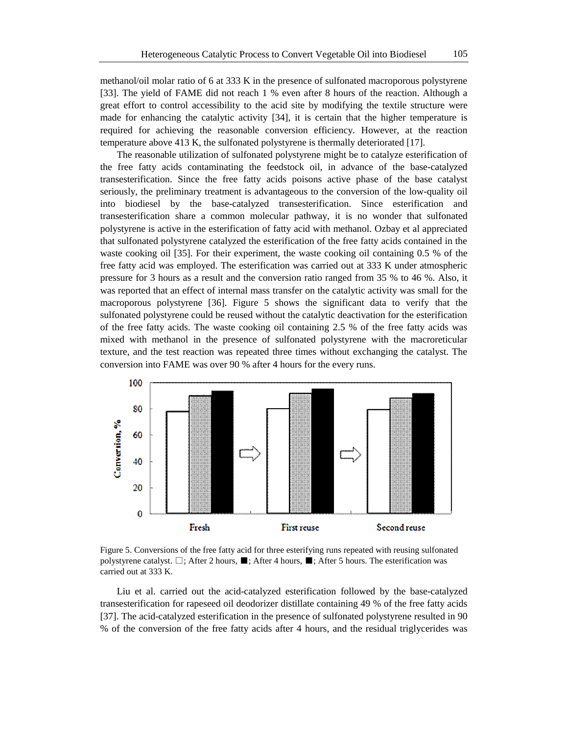methanol/oil molar ratio of 6 at 333 K in the presence of sulfonated macroporous polystyrene [33]. The yield of FAME did not reach 1 % even after 8 hours of the reaction. Although a great effort to control accessibility to the acid site by modifying the textile structure were made for enhancing the catalytic activity [34], it is certain that the higher temperature is required for achieving the reasonable conversion efficiency. However, at the reaction temperature above 413 K, the sulfonated polystyrene is thermally deteriorated [17].

The reasonable utilization of sulfonated polystyrene might be to catalyze esterification of the free fatty acids contaminating the feedstock oil, in advance of the base-catalyzed transesterification. Since the free fatty acids poisons active phase of the base catalyst seriously, the preliminary treatment is advantageous to the conversion of the low-quality oil into biodiesel by the base-catalyzed transesterification. Since esterification and transesterification share a common molecular pathway, it is no wonder that sulfonated polystyrene is active in the esterification of fatty acid with methanol. Ozbay et al appreciated that sulfonated polystyrene catalyzed the esterification of the free fatty acids contained in the waste cooking oil [35]. For their experiment, the waste cooking oil containing 0.5 % of the free fatty acid was employed. The esterification was carried out at 333 K under atmospheric pressure for 3 hours as a result and the conversion ratio ranged from 35 % to 46 %. Also, it was reported that an effect of internal mass transfer on the catalytic activity was small for the macroporous polystyrene [36]. Figure 5 shows the significant data to verify that the sulfonated polystyrene could be reused without the catalytic deactivation for the esterification of the free fatty acids. The waste cooking oil containing 2.5 % of the free fatty acids was mixed with methanol in the presence of sulfonated polystyrene with the macroreticular texture, and the test reaction was repeated three times without exchanging the catalyst. The conversion into FAME was over 90 % after 4 hours for the every runs.

Figure 5. Conversions of the free fatty acid for three esterifying runs repeated with reusing sulfonated polystyrene catalyst. □; After 2 hours, ■; After 4 hours, ■; After 5 hours. The esterification was carried out at 333 K.

Liu et al. carried out the acid-catalyzed esterification followed by the base-catalyzed transesterification for rapeseed oil deodorizer distillate containing 49 % of the free fatty acids [37]. The acid-catalyzed esterification in the presence of sulfonated polystyrene resulted in 90 % of the conversion of the free fatty acids after 4 hours, and the residual triglycerides was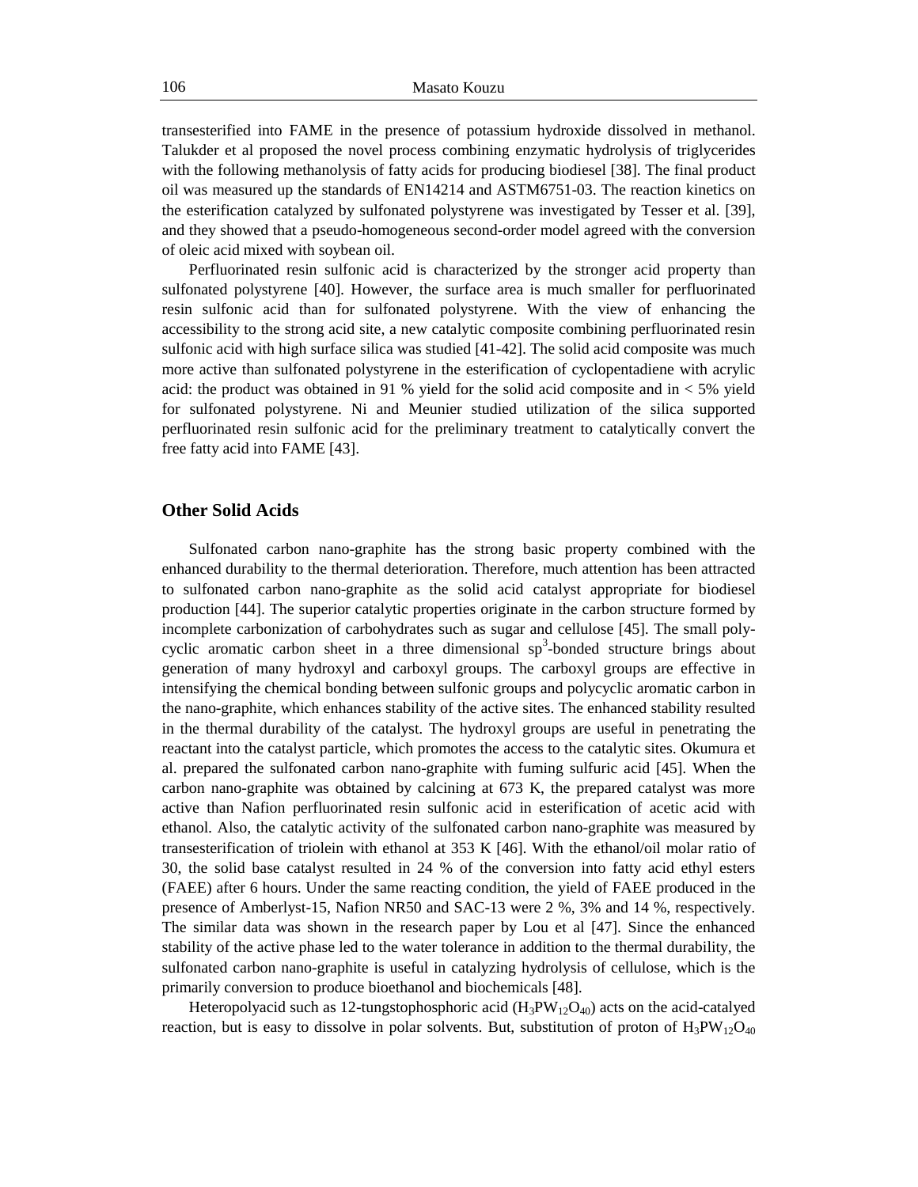transesterified into FAME in the presence of potassium hydroxide dissolved in methanol. Talukder et al proposed the novel process combining enzymatic hydrolysis of triglycerides with the following methanolysis of fatty acids for producing biodiesel [38]. The final product oil was measured up the standards of EN14214 and ASTM6751-03. The reaction kinetics on the esterification catalyzed by sulfonated polystyrene was investigated by Tesser et al. [39], and they showed that a pseudo-homogeneous second-order model agreed with the conversion of oleic acid mixed with soybean oil.

Perfluorinated resin sulfonic acid is characterized by the stronger acid property than sulfonated polystyrene [40]. However, the surface area is much smaller for perfluorinated resin sulfonic acid than for sulfonated polystyrene. With the view of enhancing the accessibility to the strong acid site, a new catalytic composite combining perfluorinated resin sulfonic acid with high surface silica was studied [41-42]. The solid acid composite was much more active than sulfonated polystyrene in the esterification of cyclopentadiene with acrylic acid: the product was obtained in 91 % yield for the solid acid composite and in < 5% yield for sulfonated polystyrene. Ni and Meunier studied utilization of the silica supported perfluorinated resin sulfonic acid for the preliminary treatment to catalytically convert the free fatty acid into FAME [43].

## Other Solid Acids

Sulfonated carbon nano-graphite has the strong basic property combined with the enhanced durability to the thermal deterioration. Therefore, much attention has been attracted to sulfonated carbon nano-graphite as the solid acid catalyst appropriate for biodiesel production [44]. The superior catalytic properties originate in the carbon structure formed by incomplete carbonization of carbohydrates such as sugar and cellulose [45]. The small poly-cyclic aromatic carbon sheet in a three dimensional $sp^3$-bonded structure brings about generation of many hydroxyl and carboxyl groups. The carboxyl groups are effective in intensifying the chemical bonding between sulfonic groups and polycyclic aromatic carbon in the nano-graphite, which enhances stability of the active sites. The enhanced stability resulted in the thermal durability of the catalyst. The hydroxyl groups are useful in penetrating the reactant into the catalyst particle, which promotes the access to the catalytic sites. Okumura et al. prepared the sulfonated carbon nano-graphite with fuming sulfuric acid [45]. When the carbon nano-graphite was obtained by calcining at 673 K, the prepared catalyst was more active than Nafion perfluorinated resin sulfonic acid in esterification of acetic acid with ethanol. Also, the catalytic activity of the sulfonated carbon nano-graphite was measured by transesterification of triolein with ethanol at 353 K [46]. With the ethanol/oil molar ratio of 30, the solid base catalyst resulted in 24 % of the conversion into fatty acid ethyl esters (FAEE) after 6 hours. Under the same reacting condition, the yield of FAEE produced in the presence of Amberlyst-15, Nafion NR50 and SAC-13 were 2 %, 3% and 14 %, respectively. The similar data was shown in the research paper by Lou et al [47]. Since the enhanced stability of the active phase led to the water tolerance in addition to the thermal durability, the sulfonated carbon nano-graphite is useful in catalyzing hydrolysis of cellulose, which is the primarily conversion to produce bioethanol and biochemicals [48].

Heteropolyacid such as 12-tungstophosphoric acid ($H_3PW_{12}O_{40}$) acts on the acid-catalyed reaction, but is easy to dissolve in polar solvents. But, substitution of proton of $H_3PW_{12}O_{40}$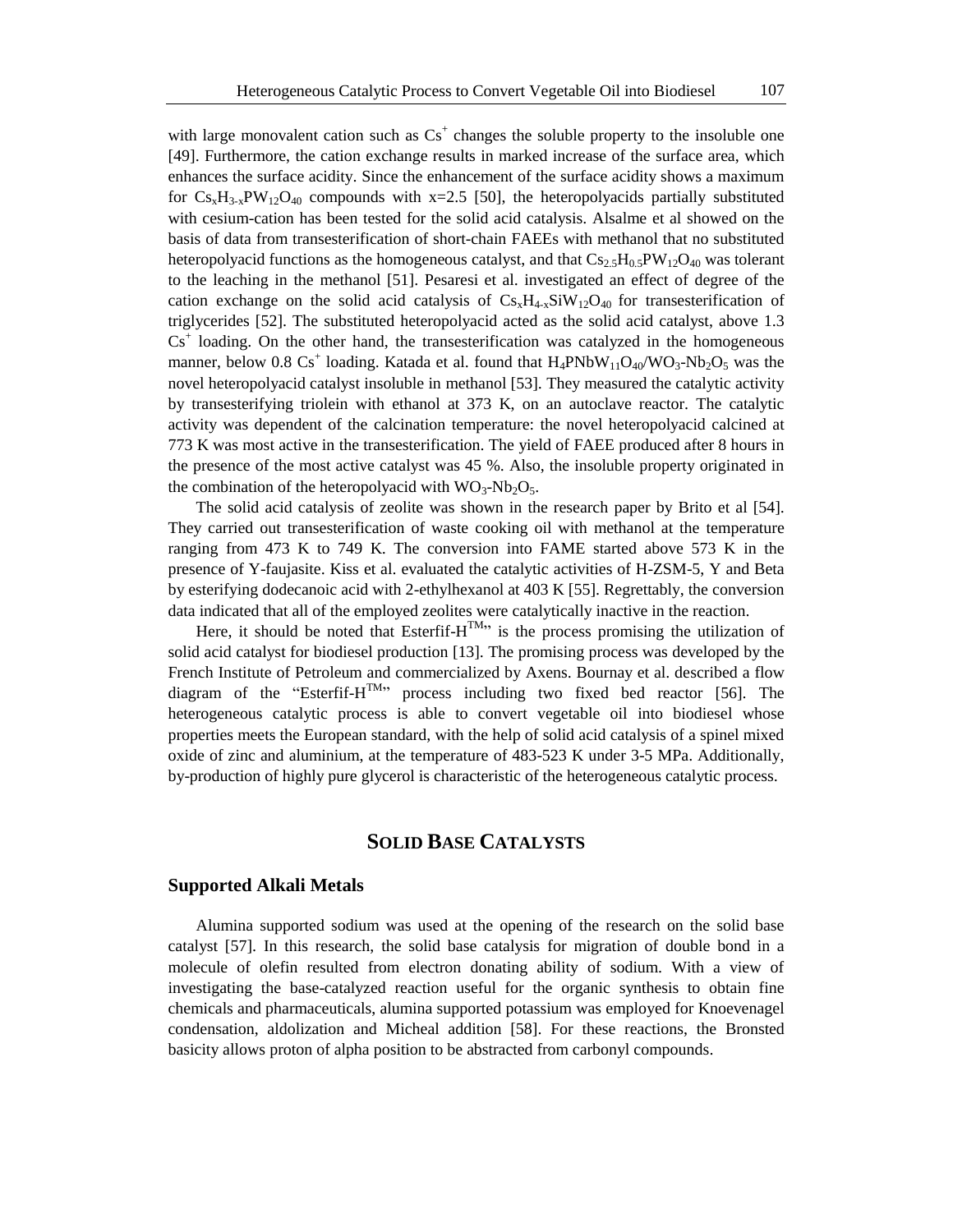with large monovalent cation such as $Cs^+$ changes the soluble property to the insoluble one [49]. Furthermore, the cation exchange results in marked increase of the surface area, which enhances the surface acidity. Since the enhancement of the surface acidity shows a maximum for $Cs_xH_{3-x}PW_{12}O_{40}$ compounds with x=2.5 [50], the heteropolyacids partially substituted with cesium-cation has been tested for the solid acid catalysis. Alsalme et al showed on the basis of data from transesterification of short-chain FAEEs with methanol that no substituted heteropolyacid functions as the homogeneous catalyst, and that $Cs_{2.5}H_{0.5}PW_{12}O_{40}$ was tolerant to the leaching in the methanol [51]. Pesaresi et al. investigated an effect of degree of the cation exchange on the solid acid catalysis of $Cs_xH_{4-x}SiW_{12}O_{40}$ for transesterification of triglycerides [52]. The substituted heteropolyacid acted as the solid acid catalyst, above 1.3 $Cs^+$ loading. On the other hand, the transesterification was catalyzed in the homogeneous manner, below 0.8 $Cs^+$ loading. Katada et al. found that $H_4PNbW_{11}O_{40}/WO_3$-$Nb_2O_5$ was the novel heteropolyacid catalyst insoluble in methanol [53]. They measured the catalytic activity by transesterifying triolein with ethanol at 373 K, on an autoclave reactor. The catalytic activity was dependent of the calcination temperature: the novel heteropolyacid calcined at 773 K was most active in the transesterification. The yield of FAEE produced after 8 hours in the presence of the most active catalyst was 45 %. Also, the insoluble property originated in the combination of the heteropolyacid with $WO_3$-$Nb_2O_5$.

The solid acid catalysis of zeolite was shown in the research paper by Brito et al [54]. They carried out transesterification of waste cooking oil with methanol at the temperature ranging from 473 K to 749 K. The conversion into FAME started above 573 K in the presence of Y-faujasite. Kiss et al. evaluated the catalytic activities of H-ZSM-5, Y and Beta by esterifying dodecanoic acid with 2-ethylhexanol at 403 K [55]. Regrettably, the conversion data indicated that all of the employed zeolites were catalytically inactive in the reaction.

Here, it should be noted that Esterfif-H$^{TM}$" is the process promising the utilization of solid acid catalyst for biodiesel production [13]. The promising process was developed by the French Institute of Petroleum and commercialized by Axens. Bournay et al. described a flow diagram of the "Esterfif-H$^{TM}$" process including two fixed bed reactor [56]. The heterogeneous catalytic process is able to convert vegetable oil into biodiesel whose properties meets the European standard, with the help of solid acid catalysis of a spinel mixed oxide of zinc and aluminium, at the temperature of 483-523 K under 3-5 MPa. Additionally, by-production of highly pure glycerol is characteristic of the heterogeneous catalytic process.

## SOLID BASE CATALYSTS

### Supported Alkali Metals

Alumina supported sodium was used at the opening of the research on the solid base catalyst [57]. In this research, the solid base catalysis for migration of double bond in a molecule of olefin resulted from electron donating ability of sodium. With a view of investigating the base-catalyzed reaction useful for the organic synthesis to obtain fine chemicals and pharmaceuticals, alumina supported potassium was employed for Knoevenagel condensation, aldolization and Micheal addition [58]. For these reactions, the Bronsted basicity allows proton of alpha position to be abstracted from carbonyl compounds.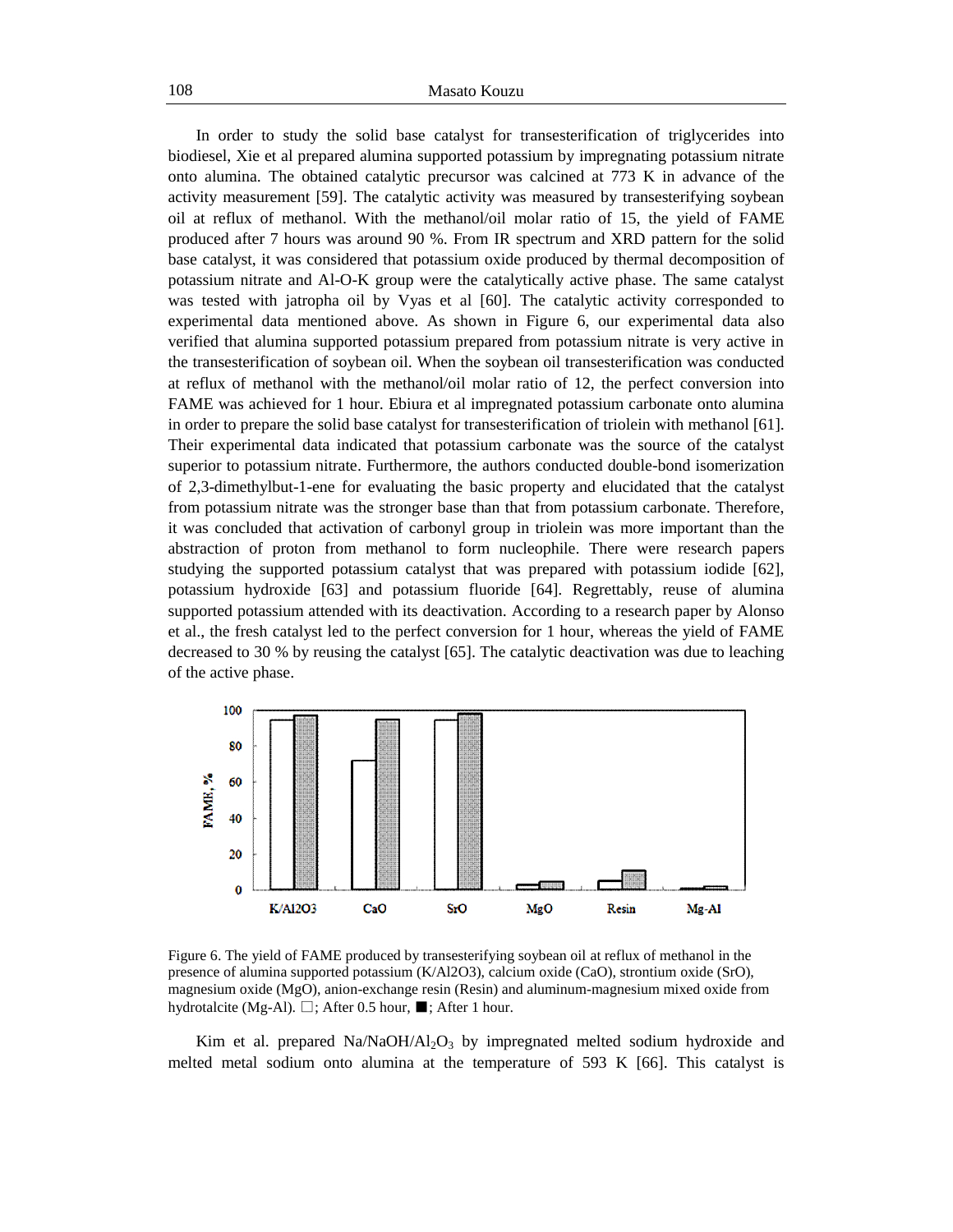In order to study the solid base catalyst for transesterification of triglycerides into biodiesel, Xie et al prepared alumina supported potassium by impregnating potassium nitrate onto alumina. The obtained catalytic precursor was calcined at 773 K in advance of the activity measurement [59]. The catalytic activity was measured by transesterifying soybean oil at reflux of methanol. With the methanol/oil molar ratio of 15, the yield of FAME produced after 7 hours was around 90 %. From IR spectrum and XRD pattern for the solid base catalyst, it was considered that potassium oxide produced by thermal decomposition of potassium nitrate and Al-O-K group were the catalytically active phase. The same catalyst was tested with jatropha oil by Vyas et al [60]. The catalytic activity corresponded to experimental data mentioned above. As shown in Figure 6, our experimental data also verified that alumina supported potassium prepared from potassium nitrate is very active in the transesterification of soybean oil. When the soybean oil transesterification was conducted at reflux of methanol with the methanol/oil molar ratio of 12, the perfect conversion into FAME was achieved for 1 hour. Ebiura et al impregnated potassium carbonate onto alumina in order to prepare the solid base catalyst for transesterification of triolein with methanol [61]. Their experimental data indicated that potassium carbonate was the source of the catalyst superior to potassium nitrate. Furthermore, the authors conducted double-bond isomerization of 2,3-dimethylbut-1-ene for evaluating the basic property and elucidated that the catalyst from potassium nitrate was the stronger base than that from potassium carbonate. Therefore, it was concluded that activation of carbonyl group in triolein was more important than the abstraction of proton from methanol to form nucleophile. There were research papers studying the supported potassium catalyst that was prepared with potassium iodide [62], potassium hydroxide [63] and potassium fluoride [64]. Regrettably, reuse of alumina supported potassium attended with its deactivation. According to a research paper by Alonso et al., the fresh catalyst led to the perfect conversion for 1 hour, whereas the yield of FAME decreased to 30 % by reusing the catalyst [65]. The catalytic deactivation was due to leaching of the active phase.

Figure 6. The yield of FAME produced by transesterifying soybean oil at reflux of methanol in the presence of alumina supported potassium (K/Al2O3), calcium oxide (CaO), strontium oxide (SrO), magnesium oxide (MgO), anion-exchange resin (Resin) and aluminum-magnesium mixed oxide from hydrotalcite (Mg-Al). □; After 0.5 hour, ■; After 1 hour.

Kim et al. prepared $Na/NaOH/Al_2O_3$ by impregnated melted sodium hydroxide and melted metal sodium onto alumina at the temperature of 593 K [66]. This catalyst is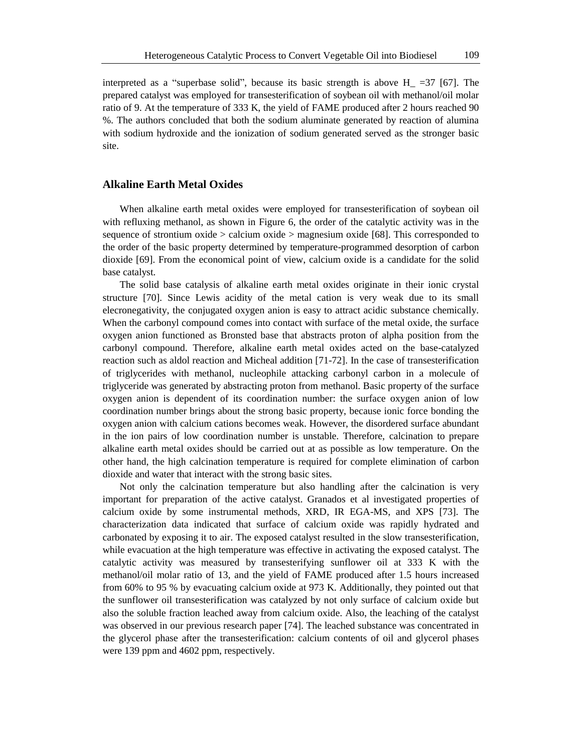interpreted as a "superbase solid", because its basic strength is above $H\_ = 37$ [67]. The prepared catalyst was employed for transesterification of soybean oil with methanol/oil molar ratio of 9. At the temperature of 333 K, the yield of FAME produced after 2 hours reached 90 %. The authors concluded that both the sodium aluminate generated by reaction of alumina with sodium hydroxide and the ionization of sodium generated served as the stronger basic site.

## Alkaline Earth Metal Oxides

When alkaline earth metal oxides were employed for transesterification of soybean oil with refluxing methanol, as shown in Figure 6, the order of the catalytic activity was in the sequence of strontium oxide > calcium oxide > magnesium oxide [68]. This corresponded to the order of the basic property determined by temperature-programmed desorption of carbon dioxide [69]. From the economical point of view, calcium oxide is a candidate for the solid base catalyst.

The solid base catalysis of alkaline earth metal oxides originate in their ionic crystal structure [70]. Since Lewis acidity of the metal cation is very weak due to its small elecronegativity, the conjugated oxygen anion is easy to attract acidic substance chemically. When the carbonyl compound comes into contact with surface of the metal oxide, the surface oxygen anion functioned as Bronsted base that abstracts proton of alpha position from the carbonyl compound. Therefore, alkaline earth metal oxides acted on the base-catalyzed reaction such as aldol reaction and Micheal addition [71-72]. In the case of transesterification of triglycerides with methanol, nucleophile attacking carbonyl carbon in a molecule of triglyceride was generated by abstracting proton from methanol. Basic property of the surface oxygen anion is dependent of its coordination number: the surface oxygen anion of low coordination number brings about the strong basic property, because ionic force bonding the oxygen anion with calcium cations becomes weak. However, the disordered surface abundant in the ion pairs of low coordination number is unstable. Therefore, calcination to prepare alkaline earth metal oxides should be carried out at as possible as low temperature. On the other hand, the high calcination temperature is required for complete elimination of carbon dioxide and water that interact with the strong basic sites.

Not only the calcination temperature but also handling after the calcination is very important for preparation of the active catalyst. Granados et al investigated properties of calcium oxide by some instrumental methods, XRD, IR EGA-MS, and XPS [73]. The characterization data indicated that surface of calcium oxide was rapidly hydrated and carbonated by exposing it to air. The exposed catalyst resulted in the slow transesterification, while evacuation at the high temperature was effective in activating the exposed catalyst. The catalytic activity was measured by transesterifying sunflower oil at 333 K with the methanol/oil molar ratio of 13, and the yield of FAME produced after 1.5 hours increased from 60% to 95 % by evacuating calcium oxide at 973 K. Additionally, they pointed out that the sunflower oil transesterification was catalyzed by not only surface of calcium oxide but also the soluble fraction leached away from calcium oxide. Also, the leaching of the catalyst was observed in our previous research paper [74]. The leached substance was concentrated in the glycerol phase after the transesterification: calcium contents of oil and glycerol phases were 139 ppm and 4602 ppm, respectively.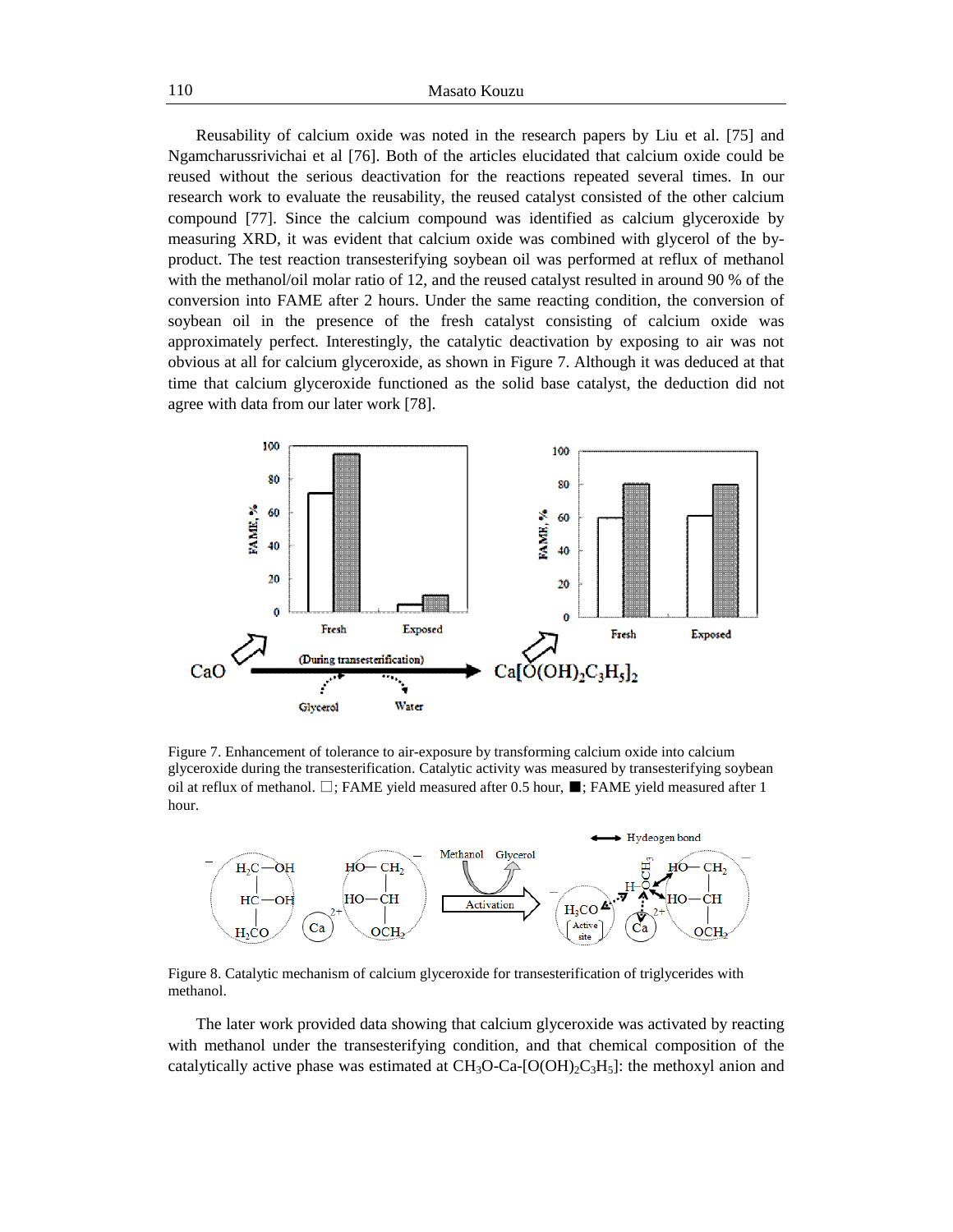Reusability of calcium oxide was noted in the research papers by Liu et al. [75] and Ngamcharussrivichai et al [76]. Both of the articles elucidated that calcium oxide could be reused without the serious deactivation for the reactions repeated several times. In our research work to evaluate the reusability, the reused catalyst consisted of the other calcium compound [77]. Since the calcium compound was identified as calcium glyceroxide by measuring XRD, it was evident that calcium oxide was combined with glycerol of the by-product. The test reaction transesterifying soybean oil was performed at reflux of methanol with the methanol/oil molar ratio of 12, and the reused catalyst resulted in around 90 % of the conversion into FAME after 2 hours. Under the same reacting condition, the conversion of soybean oil in the presence of the fresh catalyst consisting of calcium oxide was approximately perfect. Interestingly, the catalytic deactivation by exposing to air was not obvious at all for calcium glyceroxide, as shown in Figure 7. Although it was deduced at that time that calcium glyceroxide functioned as the solid base catalyst, the deduction did not agree with data from our later work [78].

Figure 7. Enhancement of tolerance to air-exposure by transforming calcium oxide into calcium glyceroxide during the transesterification. Catalytic activity was measured by transesterifying soybean oil at reflux of methanol. □; FAME yield measured after 0.5 hour, ■; FAME yield measured after 1 hour.

Figure 8. Catalytic mechanism of calcium glyceroxide for transesterification of triglycerides with methanol.

The later work provided data showing that calcium glyceroxide was activated by reacting with methanol under the transesterifying condition, and that chemical composition of the catalytically active phase was estimated at $CH_3O$-Ca-$[O(OH)_2C_3H_5]$: the methoxyl anion and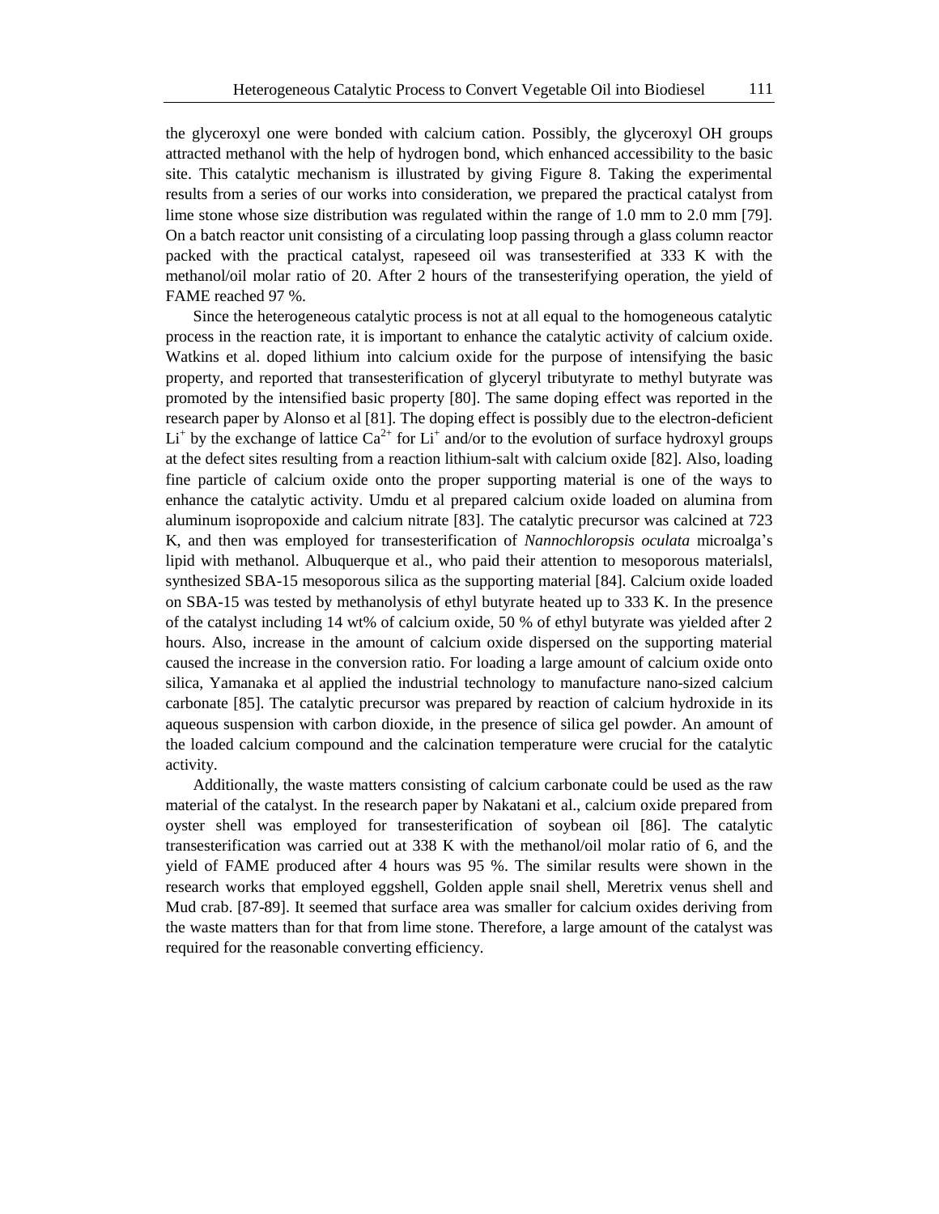the glyceroxyl one were bonded with calcium cation. Possibly, the glyceroxyl OH groups attracted methanol with the help of hydrogen bond, which enhanced accessibility to the basic site. This catalytic mechanism is illustrated by giving Figure 8. Taking the experimental results from a series of our works into consideration, we prepared the practical catalyst from lime stone whose size distribution was regulated within the range of 1.0 mm to 2.0 mm [79]. On a batch reactor unit consisting of a circulating loop passing through a glass column reactor packed with the practical catalyst, rapeseed oil was transesterified at 333 K with the methanol/oil molar ratio of 20. After 2 hours of the transesterifying operation, the yield of FAME reached 97 %.

Since the heterogeneous catalytic process is not at all equal to the homogeneous catalytic process in the reaction rate, it is important to enhance the catalytic activity of calcium oxide. Watkins et al. doped lithium into calcium oxide for the purpose of intensifying the basic property, and reported that transesterification of glyceryl tributyrate to methyl butyrate was promoted by the intensified basic property [80]. The same doping effect was reported in the research paper by Alonso et al [81]. The doping effect is possibly due to the electron-deficient $Li^+$ by the exchange of lattice $Ca^{2+}$ for $Li^+$ and/or to the evolution of surface hydroxyl groups at the defect sites resulting from a reaction lithium-salt with calcium oxide [82]. Also, loading fine particle of calcium oxide onto the proper supporting material is one of the ways to enhance the catalytic activity. Umdu et al prepared calcium oxide loaded on alumina from aluminum isopropoxide and calcium nitrate [83]. The catalytic precursor was calcined at 723 K, and then was employed for transesterification of *Nannochloropsis oculata* microalga's lipid with methanol. Albuquerque et al., who paid their attention to mesoporous materialsl, synthesized SBA-15 mesoporous silica as the supporting material [84]. Calcium oxide loaded on SBA-15 was tested by methanolysis of ethyl butyrate heated up to 333 K. In the presence of the catalyst including 14 wt% of calcium oxide, 50 % of ethyl butyrate was yielded after 2 hours. Also, increase in the amount of calcium oxide dispersed on the supporting material caused the increase in the conversion ratio. For loading a large amount of calcium oxide onto silica, Yamanaka et al applied the industrial technology to manufacture nano-sized calcium carbonate [85]. The catalytic precursor was prepared by reaction of calcium hydroxide in its aqueous suspension with carbon dioxide, in the presence of silica gel powder. An amount of the loaded calcium compound and the calcination temperature were crucial for the catalytic activity.

Additionally, the waste matters consisting of calcium carbonate could be used as the raw material of the catalyst. In the research paper by Nakatani et al., calcium oxide prepared from oyster shell was employed for transesterification of soybean oil [86]. The catalytic transesterification was carried out at 338 K with the methanol/oil molar ratio of 6, and the yield of FAME produced after 4 hours was 95 %. The similar results were shown in the research works that employed eggshell, Golden apple snail shell, Meretrix venus shell and Mud crab. [87-89]. It seemed that surface area was smaller for calcium oxides deriving from the waste matters than for that from lime stone. Therefore, a large amount of the catalyst was required for the reasonable converting efficiency.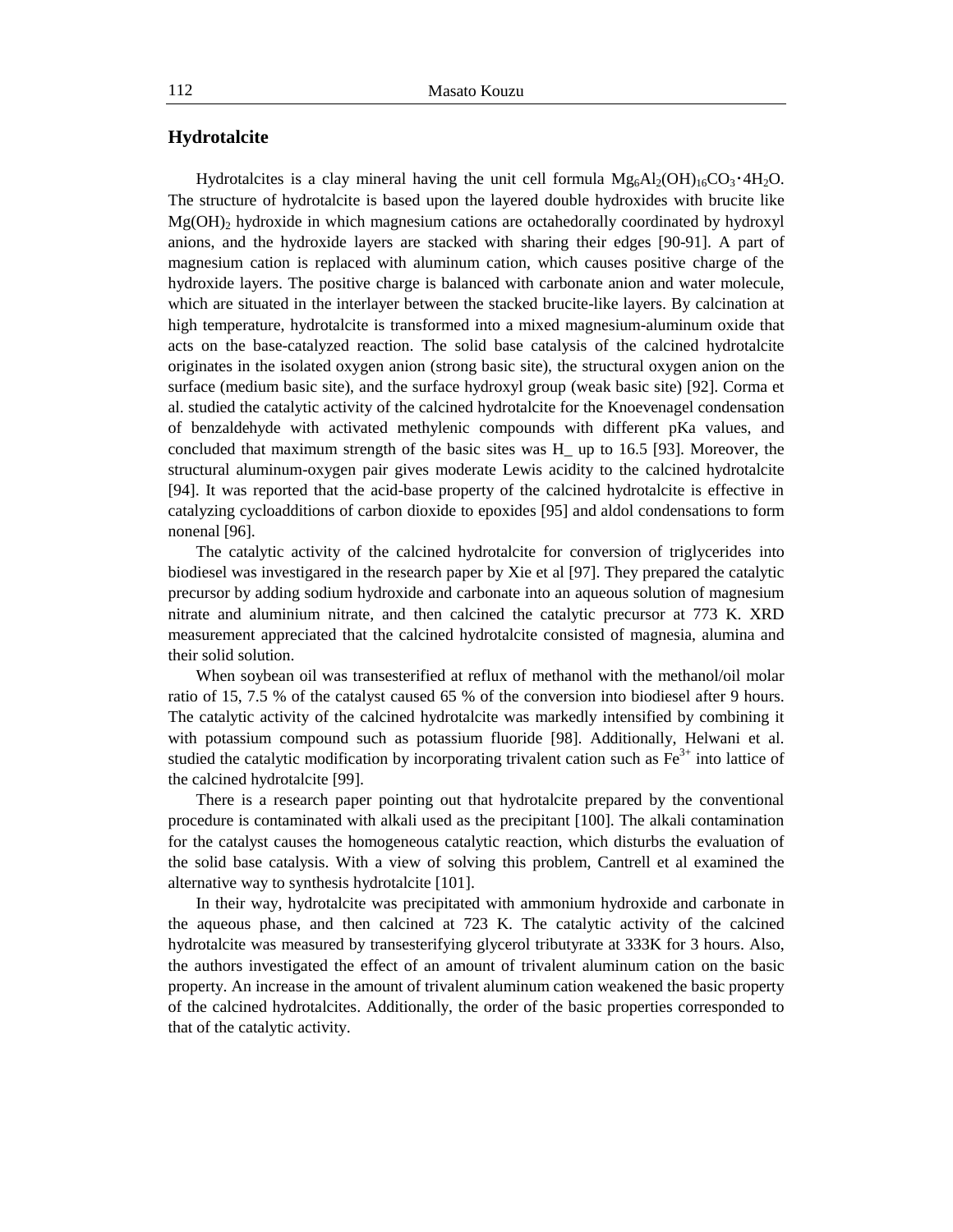## Hydrotalcite

Hydrotalcites is a clay mineral having the unit cell formula $Mg_6Al_2(OH)_{16}CO_3 \cdot 4H_2O$. The structure of hydrotalcite is based upon the layered double hydroxides with brucite like $Mg(OH)_2$ hydroxide in which magnesium cations are octahedorally coordinated by hydroxyl anions, and the hydroxide layers are stacked with sharing their edges [90-91]. A part of magnesium cation is replaced with aluminum cation, which causes positive charge of the hydroxide layers. The positive charge is balanced with carbonate anion and water molecule, which are situated in the interlayer between the stacked brucite-like layers. By calcination at high temperature, hydrotalcite is transformed into a mixed magnesium-aluminum oxide that acts on the base-catalyzed reaction. The solid base catalysis of the calcined hydrotalcite originates in the isolated oxygen anion (strong basic site), the structural oxygen anion on the surface (medium basic site), and the surface hydroxyl group (weak basic site) [92]. Corma et al. studied the catalytic activity of the calcined hydrotalcite for the Knoevenagel condensation of benzaldehyde with activated methylenic compounds with different pKa values, and concluded that maximum strength of the basic sites was $H\_$ up to 16.5 [93]. Moreover, the structural aluminum-oxygen pair gives moderate Lewis acidity to the calcined hydrotalcite [94]. It was reported that the acid-base property of the calcined hydrotalcite is effective in catalyzing cycloadditions of carbon dioxide to epoxides [95] and aldol condensations to form nonenal [96].

The catalytic activity of the calcined hydrotalcite for conversion of triglycerides into biodiesel was investigared in the research paper by Xie et al [97]. They prepared the catalytic precursor by adding sodium hydroxide and carbonate into an aqueous solution of magnesium nitrate and aluminium nitrate, and then calcined the catalytic precursor at 773 K. XRD measurement appreciated that the calcined hydrotalcite consisted of magnesia, alumina and their solid solution.

When soybean oil was transesterified at reflux of methanol with the methanol/oil molar ratio of 15, 7.5 % of the catalyst caused 65 % of the conversion into biodiesel after 9 hours. The catalytic activity of the calcined hydrotalcite was markedly intensified by combining it with potassium compound such as potassium fluoride [98]. Additionally, Helwani et al. studied the catalytic modification by incorporating trivalent cation such as $Fe^{3+}$ into lattice of the calcined hydrotalcite [99].

There is a research paper pointing out that hydrotalcite prepared by the conventional procedure is contaminated with alkali used as the precipitant [100]. The alkali contamination for the catalyst causes the homogeneous catalytic reaction, which disturbs the evaluation of the solid base catalysis. With a view of solving this problem, Cantrell et al examined the alternative way to synthesis hydrotalcite [101].

In their way, hydrotalcite was precipitated with ammonium hydroxide and carbonate in the aqueous phase, and then calcined at 723 K. The catalytic activity of the calcined hydrotalcite was measured by transesterifying glycerol tributyrate at 333K for 3 hours. Also, the authors investigated the effect of an amount of trivalent aluminum cation on the basic property. An increase in the amount of trivalent aluminum cation weakened the basic property of the calcined hydrotalcites. Additionally, the order of the basic properties corresponded to that of the catalytic activity.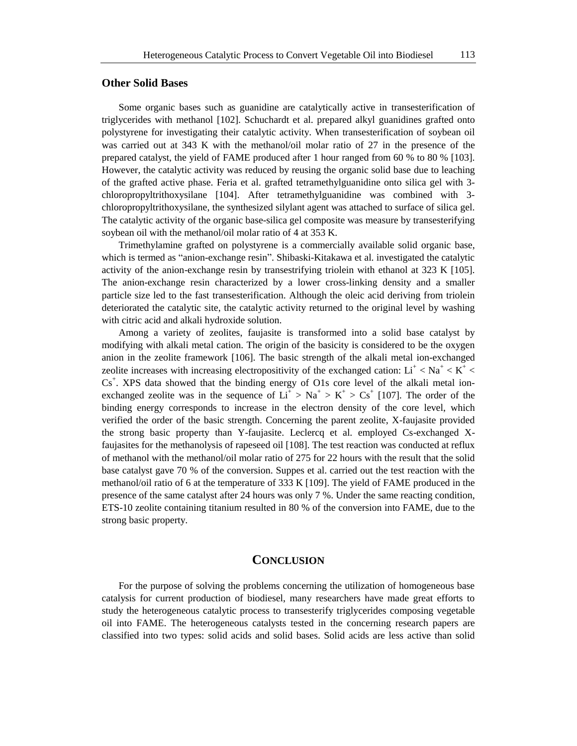### Other Solid Bases

Some organic bases such as guanidine are catalytically active in transesterification of triglycerides with methanol [102]. Schuchardt et al. prepared alkyl guanidines grafted onto polystyrene for investigating their catalytic activity. When transesterification of soybean oil was carried out at 343 K with the methanol/oil molar ratio of 27 in the presence of the prepared catalyst, the yield of FAME produced after 1 hour ranged from 60 % to 80 % [103]. However, the catalytic activity was reduced by reusing the organic solid base due to leaching of the grafted active phase. Feria et al. grafted tetramethylguanidine onto silica gel with 3-chloropropyltrithoxysilane [104]. After tetramethylguanidine was combined with 3-chloropropyltrithoxysilane, the synthesized silylant agent was attached to surface of silica gel. The catalytic activity of the organic base-silica gel composite was measure by transesterifying soybean oil with the methanol/oil molar ratio of 4 at 353 K.

Trimethylamine grafted on polystyrene is a commercially available solid organic base, which is termed as "anion-exchange resin". Shibaski-Kitakawa et al. investigated the catalytic activity of the anion-exchange resin by transestrifying triolein with ethanol at 323 K [105]. The anion-exchange resin characterized by a lower cross-linking density and a smaller particle size led to the fast transesterification. Although the oleic acid deriving from triolein deteriorated the catalytic site, the catalytic activity returned to the original level by washing with citric acid and alkali hydroxide solution.

Among a variety of zeolites, faujasite is transformed into a solid base catalyst by modifying with alkali metal cation. The origin of the basicity is considered to be the oxygen anion in the zeolite framework [106]. The basic strength of the alkali metal ion-exchanged zeolite increases with increasing electropositivity of the exchanged cation: $Li^+ < Na^+ < K^+ < Cs^+$. XPS data showed that the binding energy of O1s core level of the alkali metal ion-exchanged zeolite was in the sequence of $Li^+ > Na^+ > K^+ > Cs^+$ [107]. The order of the binding energy corresponds to increase in the electron density of the core level, which verified the order of the basic strength. Concerning the parent zeolite, X-faujasite provided the strong basic property than Y-faujasite. Leclercq et al. employed Cs-exchanged X-faujasites for the methanolysis of rapeseed oil [108]. The test reaction was conducted at reflux of methanol with the methanol/oil molar ratio of 275 for 22 hours with the result that the solid base catalyst gave 70 % of the conversion. Suppes et al. carried out the test reaction with the methanol/oil ratio of 6 at the temperature of 333 K [109]. The yield of FAME produced in the presence of the same catalyst after 24 hours was only 7 %. Under the same reacting condition, ETS-10 zeolite containing titanium resulted in 80 % of the conversion into FAME, due to the strong basic property.

## Conclusion

For the purpose of solving the problems concerning the utilization of homogeneous base catalysis for current production of biodiesel, many researchers have made great efforts to study the heterogeneous catalytic process to transesterify triglycerides composing vegetable oil into FAME. The heterogeneous catalysts tested in the concerning research papers are classified into two types: solid acids and solid bases. Solid acids are less active than solid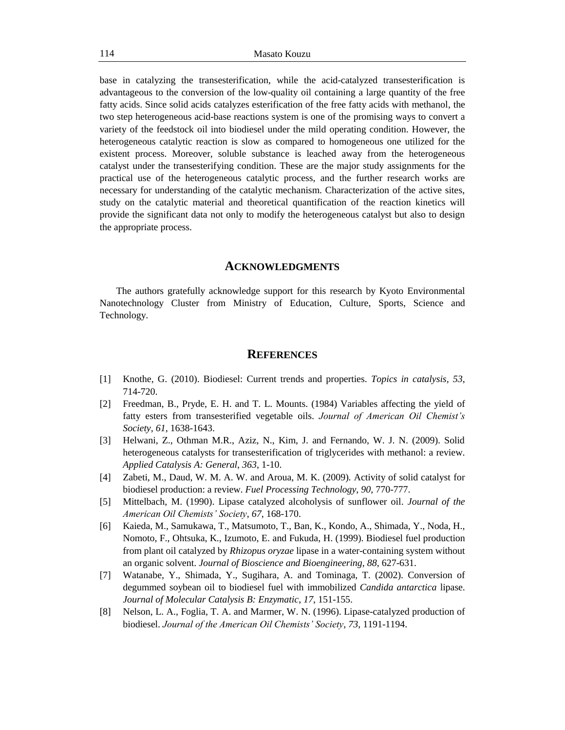base in catalyzing the transesterification, while the acid-catalyzed transesterification is advantageous to the conversion of the low-quality oil containing a large quantity of the free fatty acids. Since solid acids catalyzes esterification of the free fatty acids with methanol, the two step heterogeneous acid-base reactions system is one of the promising ways to convert a variety of the feedstock oil into biodiesel under the mild operating condition. However, the heterogeneous catalytic reaction is slow as compared to homogeneous one utilized for the existent process. Moreover, soluble substance is leached away from the heterogeneous catalyst under the transesterifying condition. These are the major study assignments for the practical use of the heterogeneous catalytic process, and the further research works are necessary for understanding of the catalytic mechanism. Characterization of the active sites, study on the catalytic material and theoretical quantification of the reaction kinetics will provide the significant data not only to modify the heterogeneous catalyst but also to design the appropriate process.

## ACKNOWLEDGMENTS

The authors gratefully acknowledge support for this research by Kyoto Environmental Nanotechnology Cluster from Ministry of Education, Culture, Sports, Science and Technology.

## REFERENCES

[1] Knothe, G. (2010). Biodiesel: Current trends and properties. *Topics in catalysis*, *53*, 714-720.

[2] Freedman, B., Pryde, E. H. and T. L. Mounts. (1984) Variables affecting the yield of fatty esters from transesterified vegetable oils. *Journal of American Oil Chemist's Society*, *61*, 1638-1643.

[3] Helwani, Z., Othman M.R., Aziz, N., Kim, J. and Fernando, W. J. N. (2009). Solid heterogeneous catalysts for transesterification of triglycerides with methanol: a review. *Applied Catalysis A: General*, *363*, 1-10.

[4] Zabeti, M., Daud, W. M. A. W. and Aroua, M. K. (2009). Activity of solid catalyst for biodiesel production: a review. *Fuel Processing Technology*, *90*, 770-777.

[5] Mittelbach, M. (1990). Lipase catalyzed alcoholysis of sunflower oil. *Journal of the American Oil Chemists' Society*, *67*, 168-170.

[6] Kaieda, M., Samukawa, T., Matsumoto, T., Ban, K., Kondo, A., Shimada, Y., Noda, H., Nomoto, F., Ohtsuka, K., Izumoto, E. and Fukuda, H. (1999). Biodiesel fuel production from plant oil catalyzed by *Rhizopus oryzae* lipase in a water-containing system without an organic solvent. *Journal of Bioscience and Bioengineering*, *88*, 627-631.

[7] Watanabe, Y., Shimada, Y., Sugihara, A. and Tominaga, T. (2002). Conversion of degummed soybean oil to biodiesel fuel with immobilized *Candida antarctica* lipase. *Journal of Molecular Catalysis B: Enzymatic*, *17*, 151-155.

[8] Nelson, L. A., Foglia, T. A. and Marmer, W. N. (1996). Lipase-catalyzed production of biodiesel. *Journal of the American Oil Chemists' Society*, *73*, 1191-1194.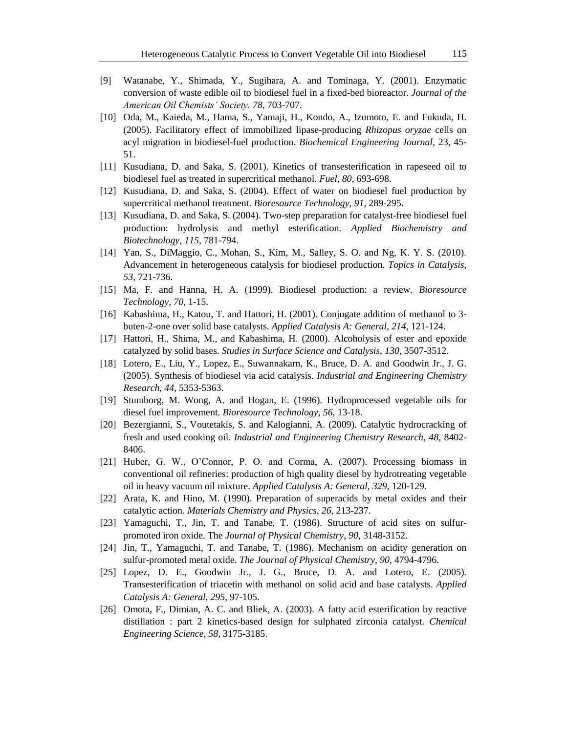[9] Watanabe, Y., Shimada, Y., Sugihara, A. and Tominaga, Y. (2001). Enzymatic conversion of waste edible oil to biodiesel fuel in a fixed-bed bioreactor. *Journal of the American Oil Chemists' Society. 78*, 703-707.

[10] Oda, M., Kaieda, M., Hama, S., Yamaji, H., Kondo, A., Izumoto, E. and Fukuda, H. (2005). Facilitatory effect of immobilized lipase-producing *Rhizopus oryzae* cells on acyl migration in biodiesel-fuel production. *Biochemical Engineering Journal,* 23, 45-51.

[11] Kusudiana, D. and Saka, S. (2001). Kinetics of transesterification in rapeseed oil to biodiesel fuel as treated in supercritical methanol. *Fuel*, *80*, 693-698.

[12] Kusudiana, D. and Saka, S. (2004). Effect of water on biodiesel fuel production by supercritical methanol treatment. *Bioresource Technology*, *91*, 289-295.

[13] Kusudiana, D. and Saka, S. (2004). Two-step preparation for catalyst-free biodiesel fuel production: hydrolysis and methyl esterification. *Applied Biochemistry and Biotechnology*, *115*, 781-794.

[14] Yan, S., DiMaggio, C., Mohan, S., Kim, M., Salley, S. O. and Ng, K. Y. S. (2010). Advancement in heterogeneous catalysis for biodiesel production. *Topics in Catalysis*, *53*, 721-736.

[15] Ma, F. and Hanna, H. A. (1999). Biodiesel production: a review. *Bioresource Technology*, *70*, 1-15.

[16] Kabashima, H., Katou, T. and Hattori, H. (2001). Conjugate addition of methanol to 3-buten-2-one over solid base catalysts. *Applied Catalysis A: General*, *214*, 121-124.

[17] Hattori, H., Shima, M., and Kabashima, H. (2000). Alcoholysis of ester and epoxide catalyzed by solid bases. *Studies in Surface Science and Catalysis*, *130*, 3507-3512.

[18] Lotero, E., Liu, Y., Lopez, E., Suwannakarn, K., Bruce, D. A. and Goodwin Jr., J. G. (2005). Synthesis of biodiesel via acid catalysis. *Industrial and Engineering Chemistry Research*, *44*, 5353-5363.

[19] Stumborg, M. Wong, A. and Hogan, E. (1996). Hydroprocessed vegetable oils for diesel fuel improvement. *Bioresource Technology*, *56*, 13-18.

[20] Bezergianni, S., Voutetakis, S. and Kalogianni, A. (2009). Catalytic hydrocracking of fresh and used cooking oil. *Industrial and Engineering Chemistry Research*, *48*, 8402-8406.

[21] Huber, G. W., O'Connor, P. O. and Corma, A. (2007). Processing biomass in conventional oil refineries: production of high quality diesel by hydrotreating vegetable oil in heavy vacuum oil mixture. *Applied Catalysis A: General*, *329*, 120-129.

[22] Arata, K. and Hino, M. (1990). Preparation of superacids by metal oxides and their catalytic action. *Materials Chemistry and Physics*, *26*, 213-237.

[23] Yamaguchi, T., Jin, T. and Tanabe, T. (1986). Structure of acid sites on sulfur-promoted iron oxide. The *Journal of Physical Chemistry*, *90*, 3148-3152.

[24] Jin, T., Yamaguchi, T. and Tanabe, T. (1986). Mechanism on acidity generation on sulfur-promoted metal oxide. *The Journal of Physical Chemistry*, *90*, 4794-4796.

[25] Lopez, D. E., Goodwin Jr., J. G., Bruce, D. A. and Lotero, E. (2005). Transesterification of triacetin with methanol on solid acid and base catalysts. *Applied Catalysis A: General*, *295*, 97-105.

[26] Omota, F., Dimian, A. C. and Bliek, A. (2003). A fatty acid esterification by reactive distillation : part 2 kinetics-based design for sulphated zirconia catalyst. *Chemical Engineering Science*, *58*, 3175-3185.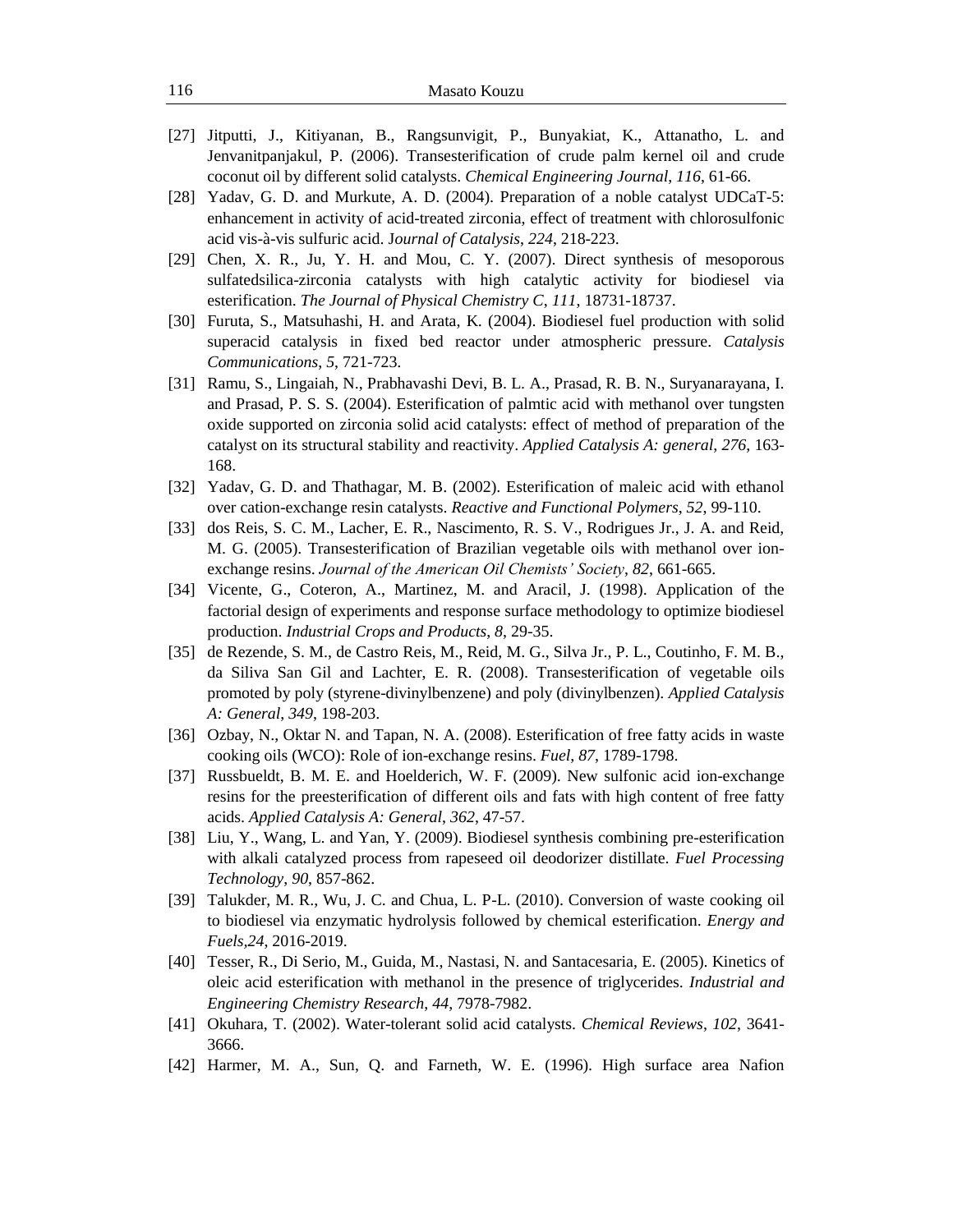[27] Jitputti, J., Kitiyanan, B., Rangsunvigit, P., Bunyakiat, K., Attanatho, L. and Jenvanitpanjakul, P. (2006). Transesterification of crude palm kernel oil and crude coconut oil by different solid catalysts. *Chemical Engineering Journal*, *116*, 61-66.

[28] Yadav, G. D. and Murkute, A. D. (2004). Preparation of a noble catalyst UDCaT-5: enhancement in activity of acid-treated zirconia, effect of treatment with chlorosulfonic acid vis-à-vis sulfuric acid. *Journal of Catalysis*, *224*, 218-223.

[29] Chen, X. R., Ju, Y. H. and Mou, C. Y. (2007). Direct synthesis of mesoporous sulfatedsilica-zirconia catalysts with high catalytic activity for biodiesel via esterification. *The Journal of Physical Chemistry C*, *111*, 18731-18737.

[30] Furuta, S., Matsuhashi, H. and Arata, K. (2004). Biodiesel fuel production with solid superacid catalysis in fixed bed reactor under atmospheric pressure. *Catalysis Communications*, *5*, 721-723.

[31] Ramu, S., Lingaiah, N., Prabhavashi Devi, B. L. A., Prasad, R. B. N., Suryanarayana, I. and Prasad, P. S. S. (2004). Esterification of palmtic acid with methanol over tungsten oxide supported on zirconia solid acid catalysts: effect of method of preparation of the catalyst on its structural stability and reactivity. *Applied Catalysis A: general*, *276*, 163-168.

[32] Yadav, G. D. and Thathagar, M. B. (2002). Esterification of maleic acid with ethanol over cation-exchange resin catalysts. *Reactive and Functional Polymers*, *52*, 99-110.

[33] dos Reis, S. C. M., Lacher, E. R., Nascimento, R. S. V., Rodrigues Jr., J. A. and Reid, M. G. (2005). Transesterification of Brazilian vegetable oils with methanol over ion-exchange resins. *Journal of the American Oil Chemists' Society*, *82*, 661-665.

[34] Vicente, G., Coteron, A., Martinez, M. and Aracil, J. (1998). Application of the factorial design of experiments and response surface methodology to optimize biodiesel production. *Industrial Crops and Products*, *8*, 29-35.

[35] de Rezende, S. M., de Castro Reis, M., Reid, M. G., Silva Jr., P. L., Coutinho, F. M. B., da Siliva San Gil and Lachter, E. R. (2008). Transesterification of vegetable oils promoted by poly (styrene-divinylbenzene) and poly (divinylbenzen). *Applied Catalysis A: General*, *349*, 198-203.

[36] Ozbay, N., Oktar N. and Tapan, N. A. (2008). Esterification of free fatty acids in waste cooking oils (WCO): Role of ion-exchange resins. *Fuel*, *87*, 1789-1798.

[37] Russbueldt, B. M. E. and Hoelderich, W. F. (2009). New sulfonic acid ion-exchange resins for the preesterification of different oils and fats with high content of free fatty acids. *Applied Catalysis A: General*, *362*, 47-57.

[38] Liu, Y., Wang, L. and Yan, Y. (2009). Biodiesel synthesis combining pre-esterification with alkali catalyzed process from rapeseed oil deodorizer distillate. *Fuel Processing Technology*, *90*, 857-862.

[39] Talukder, M. R., Wu, J. C. and Chua, L. P-L. (2010). Conversion of waste cooking oil to biodiesel via enzymatic hydrolysis followed by chemical esterification. *Energy and Fuels*,*24*, 2016-2019.

[40] Tesser, R., Di Serio, M., Guida, M., Nastasi, N. and Santacesaria, E. (2005). Kinetics of oleic acid esterification with methanol in the presence of triglycerides. *Industrial and Engineering Chemistry Research*, *44*, 7978-7982.

[41] Okuhara, T. (2002). Water-tolerant solid acid catalysts. *Chemical Reviews*, *102*, 3641-3666.

[42] Harmer, M. A., Sun, Q. and Farneth, W. E. (1996). High surface area Nafion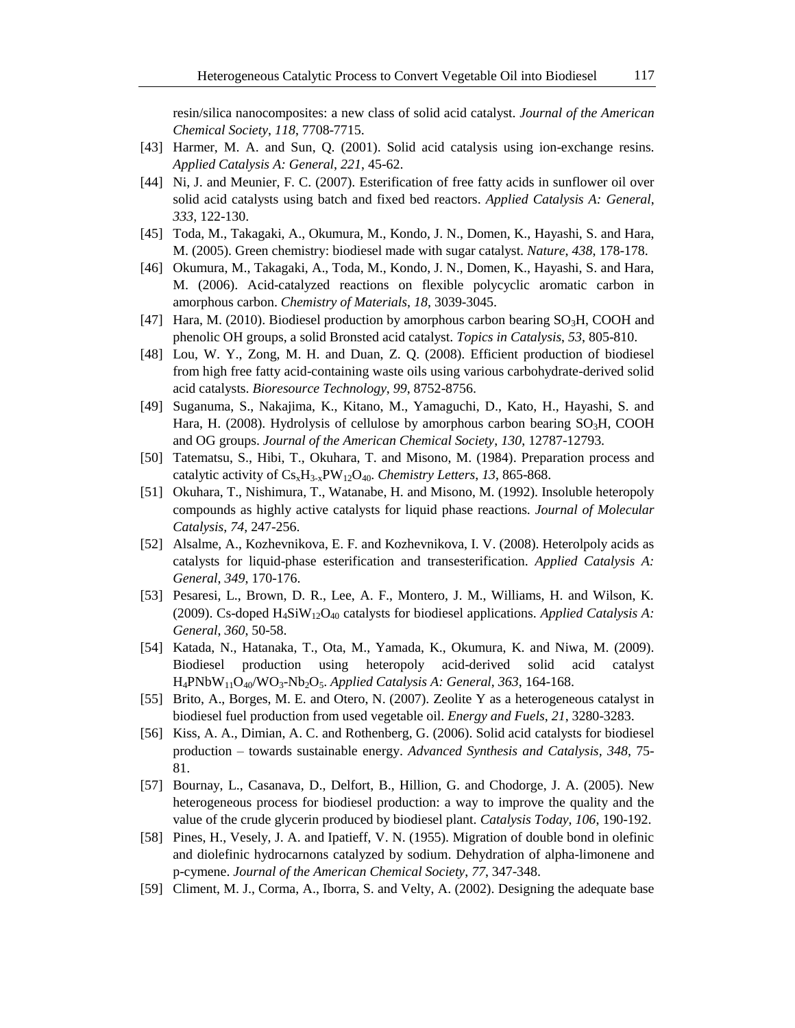resin/silica nanocomposites: a new class of solid acid catalyst. *Journal of the American Chemical Society*, *118*, 7708-7715.

[43] Harmer, M. A. and Sun, Q. (2001). Solid acid catalysis using ion-exchange resins. *Applied Catalysis A: General*, *221*, 45-62.

[44] Ni, J. and Meunier, F. C. (2007). Esterification of free fatty acids in sunflower oil over solid acid catalysts using batch and fixed bed reactors. *Applied Catalysis A: General*, *333*, 122-130.

[45] Toda, M., Takagaki, A., Okumura, M., Kondo, J. N., Domen, K., Hayashi, S. and Hara, M. (2005). Green chemistry: biodiesel made with sugar catalyst. *Nature*, *438*, 178-178.

[46] Okumura, M., Takagaki, A., Toda, M., Kondo, J. N., Domen, K., Hayashi, S. and Hara, M. (2006). Acid-catalyzed reactions on flexible polycyclic aromatic carbon in amorphous carbon. *Chemistry of Materials*, *18*, 3039-3045.

[47] Hara, M. (2010). Biodiesel production by amorphous carbon bearing $SO_3H$, COOH and phenolic OH groups, a solid Bronsted acid catalyst. *Topics in Catalysis*, *53*, 805-810.

[48] Lou, W. Y., Zong, M. H. and Duan, Z. Q. (2008). Efficient production of biodiesel from high free fatty acid-containing waste oils using various carbohydrate-derived solid acid catalysts. *Bioresource Technology*, *99*, 8752-8756.

[49] Suganuma, S., Nakajima, K., Kitano, M., Yamaguchi, D., Kato, H., Hayashi, S. and Hara, H. (2008). Hydrolysis of cellulose by amorphous carbon bearing $SO_3H$, COOH and OG groups. *Journal of the American Chemical Society*, *130*, 12787-12793.

[50] Tatematsu, S., Hibi, T., Okuhara, T. and Misono, M. (1984). Preparation process and catalytic activity of $Cs_xH_{3-x}PW_{12}O_{40}$. *Chemistry Letters*, *13*, 865-868.

[51] Okuhara, T., Nishimura, T., Watanabe, H. and Misono, M. (1992). Insoluble heteropoly compounds as highly active catalysts for liquid phase reactions. *Journal of Molecular Catalysis*, *74*, 247-256.

[52] Alsalme, A., Kozhevnikova, E. F. and Kozhevnikova, I. V. (2008). Heterolpoly acids as catalysts for liquid-phase esterification and transesterification. *Applied Catalysis A: General*, *349*, 170-176.

[53] Pesaresi, L., Brown, D. R., Lee, A. F., Montero, J. M., Williams, H. and Wilson, K. (2009). Cs-doped $H_4SiW_{12}O_{40}$ catalysts for biodiesel applications. *Applied Catalysis A: General*, *360*, 50-58.

[54] Katada, N., Hatanaka, T., Ota, M., Yamada, K., Okumura, K. and Niwa, M. (2009). Biodiesel production using heteropoly acid-derived solid acid catalyst $H_4PNbW_{11}O_{40}/WO_3$-$Nb_2O_5$. *Applied Catalysis A: General*, *363*, 164-168.

[55] Brito, A., Borges, M. E. and Otero, N. (2007). Zeolite Y as a heterogeneous catalyst in biodiesel fuel production from used vegetable oil. *Energy and Fuels*, *21*, 3280-3283.

[56] Kiss, A. A., Dimian, A. C. and Rothenberg, G. (2006). Solid acid catalysts for biodiesel production – towards sustainable energy. *Advanced Synthesis and Catalysis*, *348*, 75-81.

[57] Bournay, L., Casanava, D., Delfort, B., Hillion, G. and Chodorge, J. A. (2005). New heterogeneous process for biodiesel production: a way to improve the quality and the value of the crude glycerin produced by biodiesel plant. *Catalysis Today*, *106*, 190-192.

[58] Pines, H., Vesely, J. A. and Ipatieff, V. N. (1955). Migration of double bond in olefinic and diolefinic hydrocarnons catalyzed by sodium. Dehydration of alpha-limonene and p-cymene. *Journal of the American Chemical Society*, *77*, 347-348.

[59] Climent, M. J., Corma, A., Iborra, S. and Velty, A. (2002). Designing the adequate base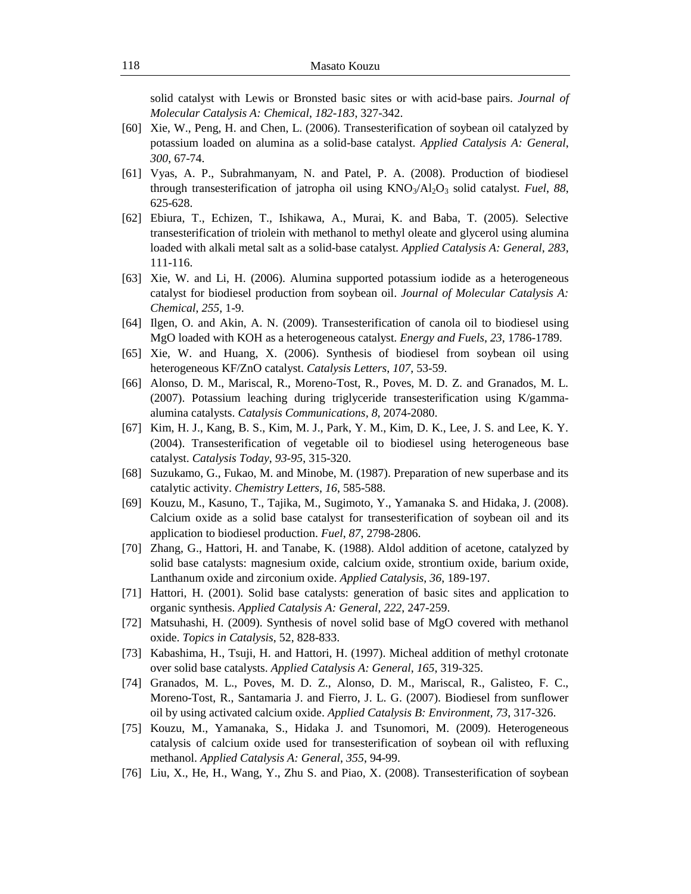solid catalyst with Lewis or Bronsted basic sites or with acid-base pairs. *Journal of Molecular Catalysis A: Chemical*, *182-183*, 327-342.

[60] Xie, W., Peng, H. and Chen, L. (2006). Transesterification of soybean oil catalyzed by potassium loaded on alumina as a solid-base catalyst. *Applied Catalysis A: General*, *300*, 67-74.

[61] Vyas, A. P., Subrahmanyam, N. and Patel, P. A. (2008). Production of biodiesel through transesterification of jatropha oil using $KNO_3/Al_2O_3$ solid catalyst. *Fuel*, *88*, 625-628.

[62] Ebiura, T., Echizen, T., Ishikawa, A., Murai, K. and Baba, T. (2005). Selective transesterification of triolein with methanol to methyl oleate and glycerol using alumina loaded with alkali metal salt as a solid-base catalyst. *Applied Catalysis A: General*, *283*, 111-116.

[63] Xie, W. and Li, H. (2006). Alumina supported potassium iodide as a heterogeneous catalyst for biodiesel production from soybean oil. *Journal of Molecular Catalysis A: Chemical*, *255*, 1-9.

[64] Ilgen, O. and Akin, A. N. (2009). Transesterification of canola oil to biodiesel using MgO loaded with KOH as a heterogeneous catalyst. *Energy and Fuels*, *23*, 1786-1789.

[65] Xie, W. and Huang, X. (2006). Synthesis of biodiesel from soybean oil using heterogeneous KF/ZnO catalyst. *Catalysis Letters*, *107*, 53-59.

[66] Alonso, D. M., Mariscal, R., Moreno-Tost, R., Poves, M. D. Z. and Granados, M. L. (2007). Potassium leaching during triglyceride transesterification using K/gamma-alumina catalysts. *Catalysis Communications*, *8*, 2074-2080.

[67] Kim, H. J., Kang, B. S., Kim, M. J., Park, Y. M., Kim, D. K., Lee, J. S. and Lee, K. Y. (2004). Transesterification of vegetable oil to biodiesel using heterogeneous base catalyst. *Catalysis Today*, *93-95*, 315-320.

[68] Suzukamo, G., Fukao, M. and Minobe, M. (1987). Preparation of new superbase and its catalytic activity. *Chemistry Letters*, *16*, 585-588.

[69] Kouzu, M., Kasuno, T., Tajika, M., Sugimoto, Y., Yamanaka S. and Hidaka, J. (2008). Calcium oxide as a solid base catalyst for transesterification of soybean oil and its application to biodiesel production. *Fuel*, *87*, 2798-2806.

[70] Zhang, G., Hattori, H. and Tanabe, K. (1988). Aldol addition of acetone, catalyzed by solid base catalysts: magnesium oxide, calcium oxide, strontium oxide, barium oxide, Lanthanum oxide and zirconium oxide. *Applied Catalysis*, *36*, 189-197.

[71] Hattori, H. (2001). Solid base catalysts: generation of basic sites and application to organic synthesis. *Applied Catalysis A: General*, *222*, 247-259.

[72] Matsuhashi, H. (2009). Synthesis of novel solid base of MgO covered with methanol oxide. *Topics in Catalysis*, 52, 828-833.

[73] Kabashima, H., Tsuji, H. and Hattori, H. (1997). Micheal addition of methyl crotonate over solid base catalysts. *Applied Catalysis A: General*, *165*, 319-325.

[74] Granados, M. L., Poves, M. D. Z., Alonso, D. M., Mariscal, R., Galisteo, F. C., Moreno-Tost, R., Santamaria J. and Fierro, J. L. G. (2007). Biodiesel from sunflower oil by using activated calcium oxide. *Applied Catalysis B: Environment*, *73*, 317-326.

[75] Kouzu, M., Yamanaka, S., Hidaka J. and Tsunomori, M. (2009). Heterogeneous catalysis of calcium oxide used for transesterification of soybean oil with refluxing methanol. *Applied Catalysis A: General*, *355*, 94-99.

[76] Liu, X., He, H., Wang, Y., Zhu S. and Piao, X. (2008). Transesterification of soybean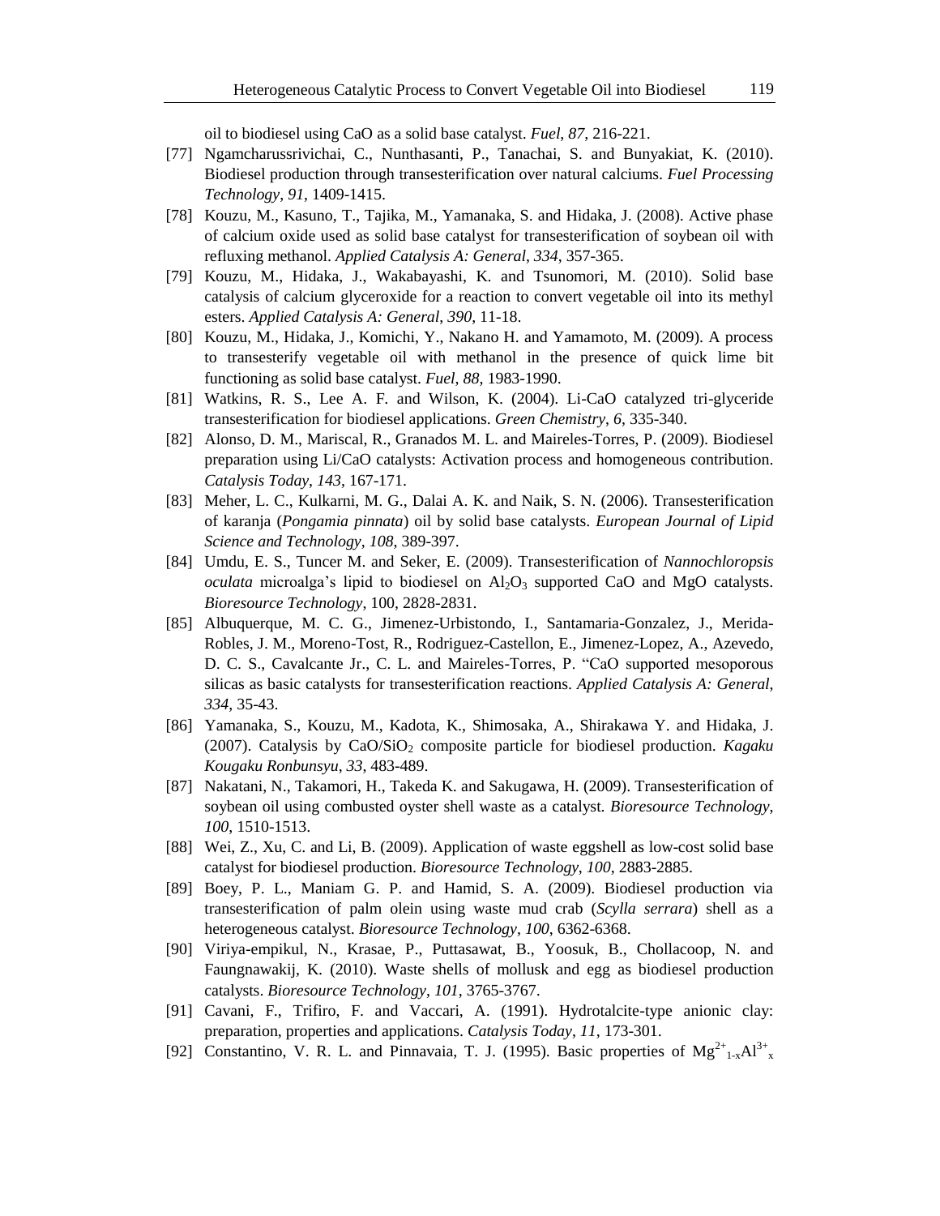oil to biodiesel using CaO as a solid base catalyst. *Fuel*, *87*, 216-221.

[77] Ngamcharussrivichai, C., Nunthasanti, P., Tanachai, S. and Bunyakiat, K. (2010). Biodiesel production through transesterification over natural calciums. *Fuel Processing Technology*, *91*, 1409-1415.

[78] Kouzu, M., Kasuno, T., Tajika, M., Yamanaka, S. and Hidaka, J. (2008). Active phase of calcium oxide used as solid base catalyst for transesterification of soybean oil with refluxing methanol. *Applied Catalysis A: General*, *334*, 357-365.

[79] Kouzu, M., Hidaka, J., Wakabayashi, K. and Tsunomori, M. (2010). Solid base catalysis of calcium glyceroxide for a reaction to convert vegetable oil into its methyl esters. *Applied Catalysis A: General*, *390*, 11-18.

[80] Kouzu, M., Hidaka, J., Komichi, Y., Nakano H. and Yamamoto, M. (2009). A process to transesterify vegetable oil with methanol in the presence of quick lime bit functioning as solid base catalyst. *Fuel*, *88*, 1983-1990.

[81] Watkins, R. S., Lee A. F. and Wilson, K. (2004). Li-CaO catalyzed tri-glyceride transesterification for biodiesel applications. *Green Chemistry*, *6*, 335-340.

[82] Alonso, D. M., Mariscal, R., Granados M. L. and Maireles-Torres, P. (2009). Biodiesel preparation using Li/CaO catalysts: Activation process and homogeneous contribution. *Catalysis Today*, *143*, 167-171.

[83] Meher, L. C., Kulkarni, M. G., Dalai A. K. and Naik, S. N. (2006). Transesterification of karanja (*Pongamia pinnata*) oil by solid base catalysts. *European Journal of Lipid Science and Technology*, *108*, 389-397.

[84] Umdu, E. S., Tuncer M. and Seker, E. (2009). Transesterification of *Nannochloropsis oculata* microalga's lipid to biodiesel on $Al_2O_3$ supported CaO and MgO catalysts. *Bioresource Technology*, 100, 2828-2831.

[85] Albuquerque, M. C. G., Jimenez-Urbistondo, I., Santamaria-Gonzalez, J., Merida-Robles, J. M., Moreno-Tost, R., Rodriguez-Castellon, E., Jimenez-Lopez, A., Azevedo, D. C. S., Cavalcante Jr., C. L. and Maireles-Torres, P. "CaO supported mesoporous silicas as basic catalysts for transesterification reactions. *Applied Catalysis A: General*, *334*, 35-43.

[86] Yamanaka, S., Kouzu, M., Kadota, K., Shimosaka, A., Shirakawa Y. and Hidaka, J. (2007). Catalysis by $CaO/SiO_2$ composite particle for biodiesel production. *Kagaku Kougaku Ronbunsyu*, *33*, 483-489.

[87] Nakatani, N., Takamori, H., Takeda K. and Sakugawa, H. (2009). Transesterification of soybean oil using combusted oyster shell waste as a catalyst. *Bioresource Technology*, *100*, 1510-1513.

[88] Wei, Z., Xu, C. and Li, B. (2009). Application of waste eggshell as low-cost solid base catalyst for biodiesel production. *Bioresource Technology*, *100*, 2883-2885.

[89] Boey, P. L., Maniam G. P. and Hamid, S. A. (2009). Biodiesel production via transesterification of palm olein using waste mud crab (*Scylla serrara*) shell as a heterogeneous catalyst. *Bioresource Technology*, *100*, 6362-6368.

[90] Viriya-empikul, N., Krasae, P., Puttasawat, B., Yoosuk, B., Chollacoop, N. and Faungnawakij, K. (2010). Waste shells of mollusk and egg as biodiesel production catalysts. *Bioresource Technology*, *101*, 3765-3767.

[91] Cavani, F., Trifiro, F. and Vaccari, A. (1991). Hydrotalcite-type anionic clay: preparation, properties and applications. *Catalysis Today*, *11*, 173-301.

[92] Constantino, V. R. L. and Pinnavaia, T. J. (1995). Basic properties of $Mg^{2+}{}_{1-x}Al^{3+}{}_{x}$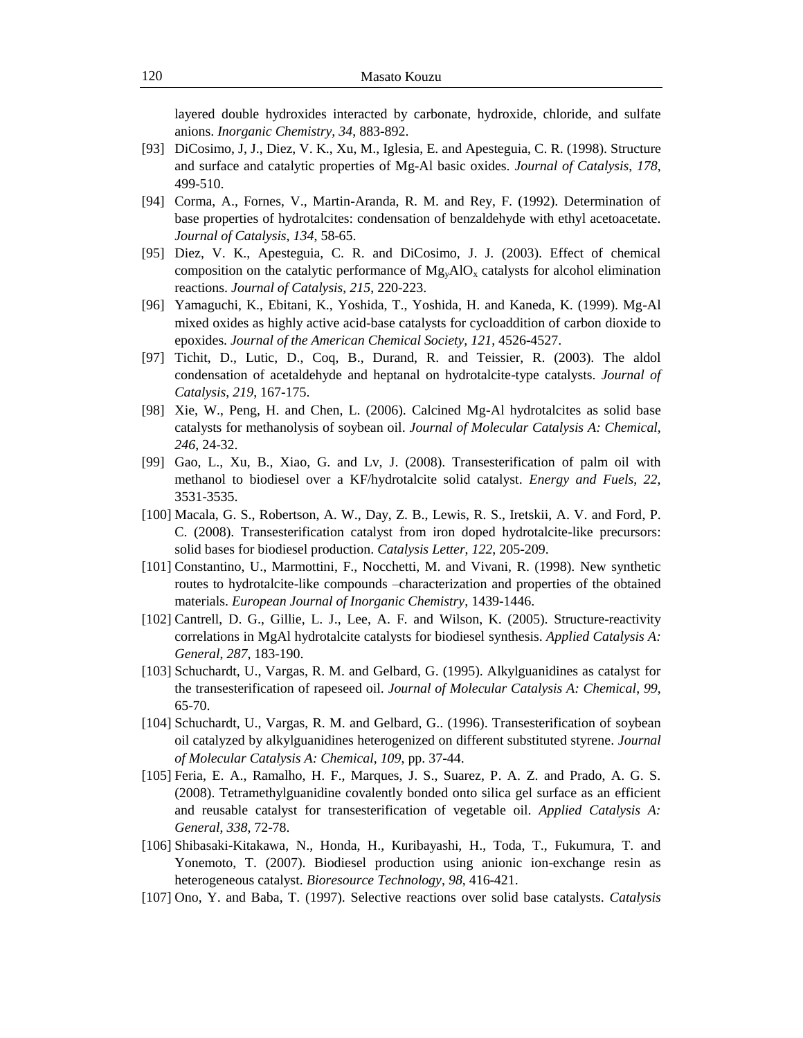layered double hydroxides interacted by carbonate, hydroxide, chloride, and sulfate anions. *Inorganic Chemistry*, *34*, 883-892.

[93] DiCosimo, J, J., Diez, V. K., Xu, M., Iglesia, E. and Apesteguia, C. R. (1998). Structure and surface and catalytic properties of Mg-Al basic oxides. *Journal of Catalysis*, *178*, 499-510.

[94] Corma, A., Fornes, V., Martin-Aranda, R. M. and Rey, F. (1992). Determination of base properties of hydrotalcites: condensation of benzaldehyde with ethyl acetoacetate. *Journal of Catalysis*, *134*, 58-65.

[95] Diez, V. K., Apesteguia, C. R. and DiCosimo, J. J. (2003). Effect of chemical composition on the catalytic performance of $Mg_yAlO_x$ catalysts for alcohol elimination reactions. *Journal of Catalysis*, *215*, 220-223.

[96] Yamaguchi, K., Ebitani, K., Yoshida, T., Yoshida, H. and Kaneda, K. (1999). Mg-Al mixed oxides as highly active acid-base catalysts for cycloaddition of carbon dioxide to epoxides. *Journal of the American Chemical Society*, *121*, 4526-4527.

[97] Tichit, D., Lutic, D., Coq, B., Durand, R. and Teissier, R. (2003). The aldol condensation of acetaldehyde and heptanal on hydrotalcite-type catalysts. *Journal of Catalysis*, *219*, 167-175.

[98] Xie, W., Peng, H. and Chen, L. (2006). Calcined Mg-Al hydrotalcites as solid base catalysts for methanolysis of soybean oil. *Journal of Molecular Catalysis A: Chemical*, *246*, 24-32.

[99] Gao, L., Xu, B., Xiao, G. and Lv, J. (2008). Transesterification of palm oil with methanol to biodiesel over a KF/hydrotalcite solid catalyst. *Energy and Fuels*, *22*, 3531-3535.

[100] Macala, G. S., Robertson, A. W., Day, Z. B., Lewis, R. S., Iretskii, A. V. and Ford, P. C. (2008). Transesterification catalyst from iron doped hydrotalcite-like precursors: solid bases for biodiesel production. *Catalysis Letter*, *122*, 205-209.

[101] Constantino, U., Marmottini, F., Nocchetti, M. and Vivani, R. (1998). New synthetic routes to hydrotalcite-like compounds –characterization and properties of the obtained materials. *European Journal of Inorganic Chemistry*, 1439-1446.

[102] Cantrell, D. G., Gillie, L. J., Lee, A. F. and Wilson, K. (2005). Structure-reactivity correlations in MgAl hydrotalcite catalysts for biodiesel synthesis. *Applied Catalysis A: General*, *287*, 183-190.

[103] Schuchardt, U., Vargas, R. M. and Gelbard, G. (1995). Alkylguanidines as catalyst for the transesterification of rapeseed oil. *Journal of Molecular Catalysis A: Chemical*, *99*, 65-70.

[104] Schuchardt, U., Vargas, R. M. and Gelbard, G.. (1996). Transesterification of soybean oil catalyzed by alkylguanidines heterogenized on different substituted styrene. *Journal of Molecular Catalysis A: Chemical*, *109*, pp. 37-44.

[105] Feria, E. A., Ramalho, H. F., Marques, J. S., Suarez, P. A. Z. and Prado, A. G. S. (2008). Tetramethylguanidine covalently bonded onto silica gel surface as an efficient and reusable catalyst for transesterification of vegetable oil. *Applied Catalysis A: General*, *338*, 72-78.

[106] Shibasaki-Kitakawa, N., Honda, H., Kuribayashi, H., Toda, T., Fukumura, T. and Yonemoto, T. (2007). Biodiesel production using anionic ion-exchange resin as heterogeneous catalyst. *Bioresource Technology*, *98*, 416-421.

[107] Ono, Y. and Baba, T. (1997). Selective reactions over solid base catalysts. *Catalysis*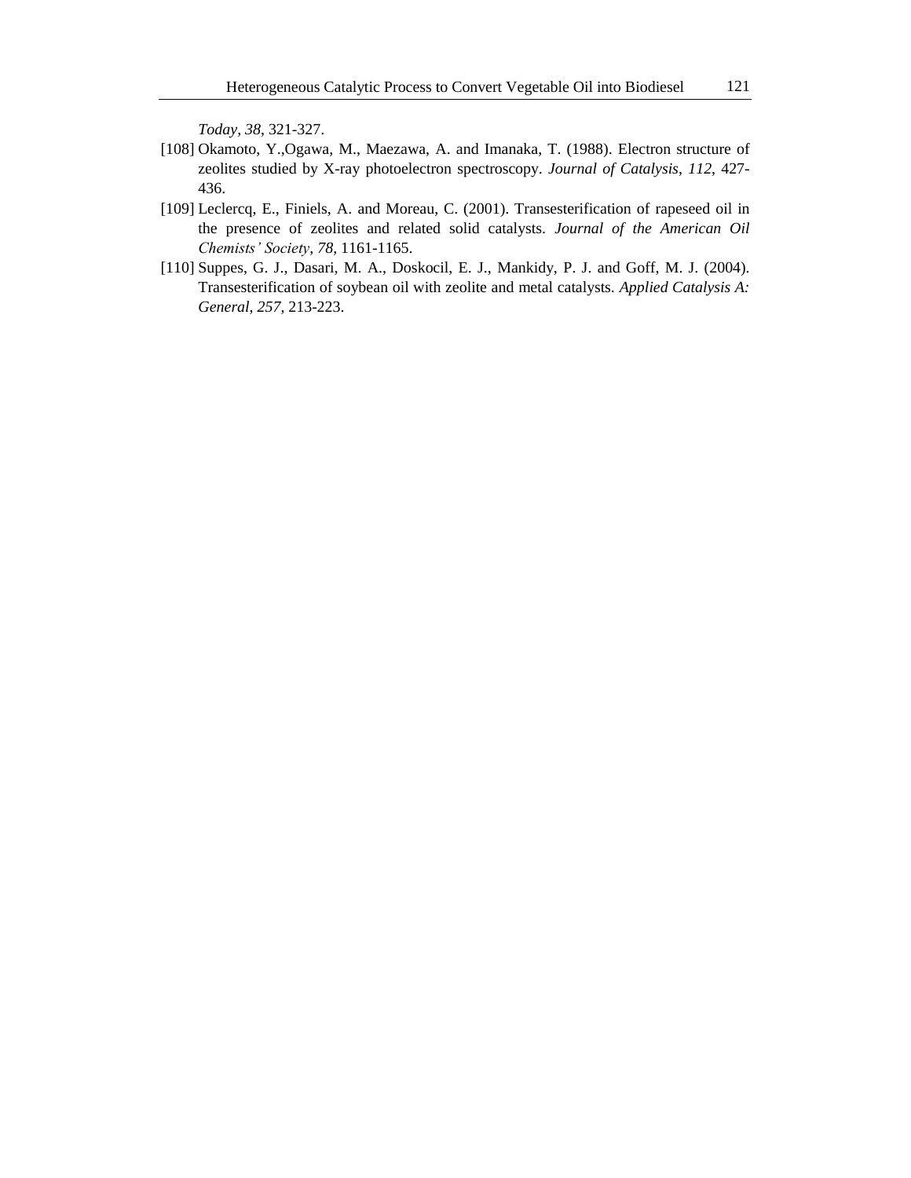*Today*, *38*, 321-327.

[108] Okamoto, Y.,Ogawa, M., Maezawa, A. and Imanaka, T. (1988). Electron structure of zeolites studied by X-ray photoelectron spectroscopy. *Journal of Catalysis*, *112*, 427-436.

[109] Leclercq, E., Finiels, A. and Moreau, C. (2001). Transesterification of rapeseed oil in the presence of zeolites and related solid catalysts. *Journal of the American Oil Chemists' Society*, *78*, 1161-1165.

[110] Suppes, G. J., Dasari, M. A., Doskocil, E. J., Mankidy, P. J. and Goff, M. J. (2004). Transesterification of soybean oil with zeolite and metal catalysts. *Applied Catalysis A: General*, *257*, 213-223.